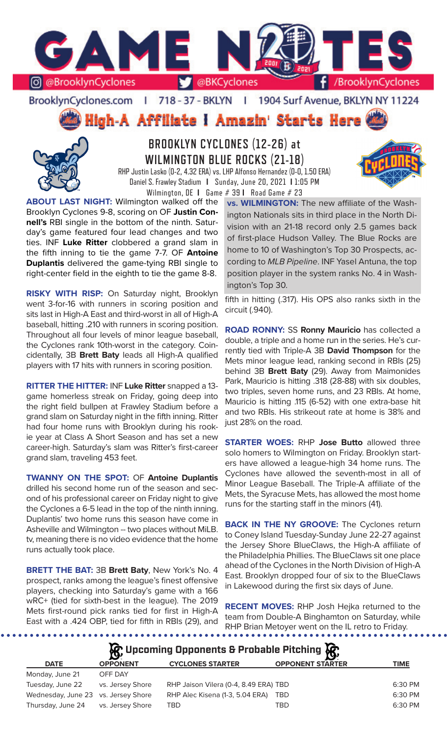# GAME NOTES

@BrooklynCyclones | @BKCyclones | /BrooklynCyclones

BrooklynCyclones.com | 718 - 37 - BKLYN | 1904 Surf Avenue, BKLYN NY 11224

**High-A Affiliate I Amazin' Starts Here**

## BROOKLYN CYCLONES (12-26) at WILMINGTON BLUE ROCKS (21-18)

RHP Justin Lasko (0-2, 4.32 ERA) vs. LHP Alfonso Hernandez (0-0, 1.50 ERA)
Daniel S. Frawley Stadium | Sunday, June 20, 2021 | 1:05 PM
Wilmington, DE | Game # 39 | Road Game # 23

**ABOUT LAST NIGHT:** Wilmington walked off the Brooklyn Cyclones 9-8, scoring on OF **Justin Connell's** RBI single in the bottom of the ninth. Saturday's game featured four lead changes and two ties. INF **Luke Ritter** clobbered a grand slam in the fifth inning to tie the game 7-7. OF **Antoine Duplantis** delivered the game-tying RBI single to right-center field in the eighth to tie the game 8-8.

**RISKY WITH RISP:** On Saturday night, Brooklyn went 3-for-16 with runners in scoring position and sits last in High-A East and third-worst in all of High-A baseball, hitting .210 with runners in scoring position. Throughout all four levels of minor league baseball, the Cyclones rank 10th-worst in the category. Coincidentally, 3B **Brett Baty** leads all High-A qualified players with 17 hits with runners in scoring position.

**RITTER THE HITTER:** INF **Luke Ritter** snapped a 13-game homerless streak on Friday, going deep into the right field bullpen at Frawley Stadium before a grand slam on Saturday night in the fifth inning. Ritter had four home runs with Brooklyn during his rookie year at Class A Short Season and has set a new career-high. Saturday's slam was Ritter's first-career grand slam, traveling 453 feet.

**TWANNY ON THE SPOT:** OF **Antoine Duplantis** drilled his second home run of the season and second of his professional career on Friday night to give the Cyclones a 6-5 lead in the top of the ninth inning. Duplantis' two home runs this season have come in Asheville and Wilmington -- two places without MiLB. tv, meaning there is no video evidence that the home runs actually took place.

**BRETT THE BAT:** 3B **Brett Baty**, New York's No. 4 prospect, ranks among the league's finest offensive players, checking into Saturday's game with a 166 wRC+ (tied for sixth-best in the league). The 2019 Mets first-round pick ranks tied for first in High-A East with a .424 OBP, tied for fifth in RBIs (29), and fifth in hitting (.317). His OPS also ranks sixth in the circuit (.940).

**vs. WILMINGTON:** The new affiliate of the Washington Nationals sits in third place in the North Division with an 21-18 record only 2.5 games back of first-place Hudson Valley. The Blue Rocks are home to 10 of Washington's Top 30 Prospects, according to *MLB Pipeline*. INF Yasel Antuna, the top position player in the system ranks No. 4 in Washington's Top 30.

**ROAD RONNY:** SS **Ronny Mauricio** has collected a double, a triple and a home run in the series. He's currently tied with Triple-A 3B **David Thompson** for the Mets minor league lead, ranking second in RBIs (25) behind 3B **Brett Baty** (29). Away from Maimonides Park, Mauricio is hitting .318 (28-88) with six doubles, two triples, seven home runs, and 23 RBIs. At home, Mauricio is hitting .115 (6-52) with one extra-base hit and two RBIs. His strikeout rate at home is 38% and just 28% on the road.

**STARTER WOES:** RHP **Jose Butto** allowed three solo homers to Wilmington on Friday. Brooklyn starters have allowed a league-high 34 home runs. The Cyclones have allowed the seventh-most in all of Minor League Baseball. The Triple-A affiliate of the Mets, the Syracuse Mets, has allowed the most home runs for the starting staff in the minors (41).

**BACK IN THE NY GROOVE:** The Cyclones return to Coney Island Tuesday-Sunday June 22-27 against the Jersey Shore BlueClaws, the High-A affiliate of the Philadelphia Phillies. The BlueClaws sit one place ahead of the Cyclones in the North Division of High-A East. Brooklyn dropped four of six to the BlueClaws in Lakewood during the first six days of June.

**RECENT MOVES:** RHP Josh Hejka returned to the team from Double-A Binghamton on Saturday, while RHP Brian Metoyer went on the IL retro to Friday.

## Upcoming Opponents & Probable Pitching

| DATE | OPPONENT | CYCLONES STARTER | OPPONENT STARTER | TIME |
|---|---|---|---|---|
| Monday, June 21 | OFF DAY | | | |
| Tuesday, June 22 | vs. Jersey Shore | RHP Jaison Vilera (0-4, 8.49 ERA) | TBD | 6:30 PM |
| Wednesday, June 23 | vs. Jersey Shore | RHP Alec Kisena (1-3, 5.04 ERA) | TBD | 6:30 PM |
| Thursday, June 24 | vs. Jersey Shore | TBD | TBD | 6:30 PM |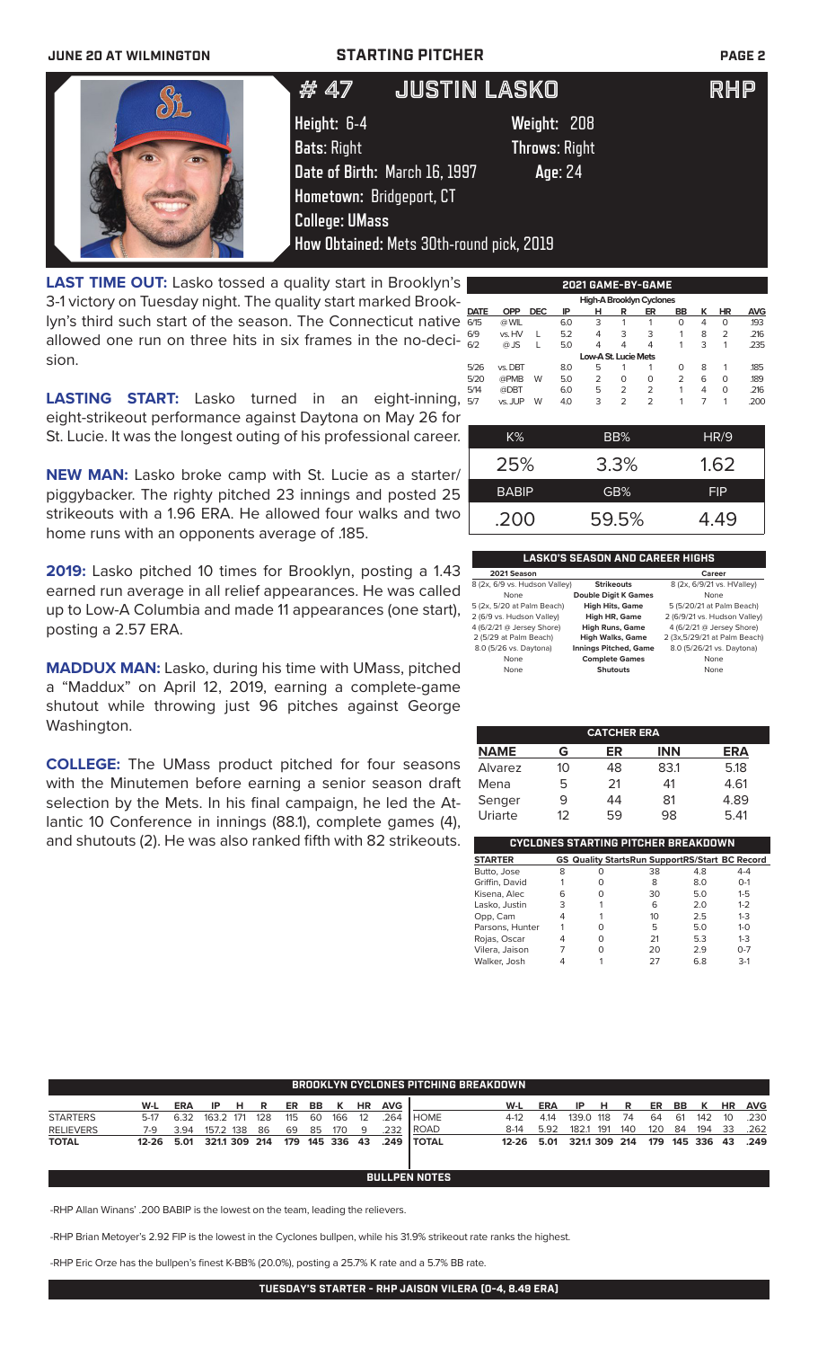JUNE 20 AT WILMINGTON — STARTING PITCHER

# # 47 JUSTIN LASKO — RHP

**Height:** 6-4  **Weight:** 208
**Bats:** Right  **Throws:** Right
**Date of Birth:** March 16, 1997  **Age:** 24
**Hometown:** Bridgeport, CT
**College:** UMass
**How Obtained:** Mets 30th-round pick, 2019

**LAST TIME OUT:** Lasko tossed a quality start in Brooklyn's 3-1 victory on Tuesday night. The quality start marked Brooklyn's third such start of the season. The Connecticut native allowed one run on three hits in six frames in the no-decision.

**LASTING START:** Lasko turned in an eight-inning, eight-strikeout performance against Daytona on May 26 for St. Lucie. It was the longest outing of his professional career.

**NEW MAN:** Lasko broke camp with St. Lucie as a starter/piggybacker. The righty pitched 23 innings and posted 25 strikeouts with a 1.96 ERA. He allowed four walks and two home runs with an opponents average of .185.

**2019:** Lasko pitched 10 times for Brooklyn, posting a 1.43 earned run average in all relief appearances. He was called up to Low-A Columbia and made 11 appearances (one start), posting a 2.57 ERA.

**MADDUX MAN:** Lasko, during his time with UMass, pitched a "Maddux" on April 12, 2019, earning a complete-game shutout while throwing just 96 pitches against George Washington.

**COLLEGE:** The UMass product pitched for four seasons with the Minutemen before earning a senior season draft selection by the Mets. In his final campaign, he led the Atlantic 10 Conference in innings (88.1), complete games (4), and shutouts (2). He was also ranked fifth with 82 strikeouts.

## 2021 GAME-BY-GAME

| DATE | OPP | DEC | IP | H | R | ER | BB | K | HR | AVG |
|---|---|---|---|---|---|---|---|---|---|---|
| **High-A Brooklyn Cyclones** | | | | | | | | | | |
| 6/15 | @ WIL | | 6.0 | 3 | 1 | 1 | 0 | 4 | 0 | .193 |
| 6/9 | vs. HV | L | 5.2 | 4 | 3 | 3 | 1 | 8 | 2 | .216 |
| 6/2 | @ JS | L | 5.0 | 4 | 4 | 4 | 1 | 3 | 1 | .235 |
| **Low-A St. Lucie Mets** | | | | | | | | | | |
| 5/26 | vs. DBT | | 8.0 | 5 | 1 | 1 | 0 | 8 | 1 | .185 |
| 5/20 | @PMB | W | 5.0 | 2 | 0 | 0 | 2 | 6 | 0 | .189 |
| 5/14 | @DBT | | 6.0 | 5 | 2 | 2 | 1 | 4 | 0 | .216 |
| 5/7 | vs. JUP | W | 4.0 | 3 | 2 | 2 | 1 | 7 | 1 | .200 |

| K% | BB% | HR/9 |
|---|---|---|
| 25% | 3.3% | 1.62 |
| **BABIP** | **GB%** | **FIP** |
| .200 | 59.5% | 4.49 |

## LASKO'S SEASON AND CAREER HIGHS

| 2021 Season | | Career |
|---|---|---|
| 8 (2x, 6/9 vs. Hudson Valley) | Strikeouts | 8 (2x, 6/9/21 vs. HValley) |
| None | Double Digit K Games | None |
| 5 (2x, 5/20 at Palm Beach) | High Hits, Game | 5 (5/20/21 at Palm Beach) |
| 2 (6/9 vs. Hudson Valley) | High HR, Game | 2 (6/9/21 vs. Hudson Valley) |
| 4 (6/2/21 @ Jersey Shore) | High Runs, Game | 4 (6/2/21 @ Jersey Shore) |
| 2 (5/29 at Palm Beach) | High Walks, Game | 2 (3x,5/29/21 at Palm Beach) |
| 8.0 (5/26 vs. Daytona) | Innings Pitched, Game | 8.0 (5/26/21 vs. Daytona) |
| None | Complete Games | None |
| None | Shutouts | None |

## CATCHER ERA

| NAME | G | ER | INN | ERA |
|---|---|---|---|---|
| Alvarez | 10 | 48 | 83.1 | 5.18 |
| Mena | 5 | 21 | 41 | 4.61 |
| Senger | 9 | 44 | 81 | 4.89 |
| Uriarte | 12 | 59 | 98 | 5.41 |

## CYCLONES STARTING PITCHER BREAKDOWN

| STARTER | GS | Quality Starts | Run Support | RS/Start | BC Record |
|---|---|---|---|---|---|
| Butto, Jose | 8 | 0 | 38 | 4.8 | 4-4 |
| Griffin, David | 1 | 0 | 8 | 8.0 | 0-1 |
| Kisena, Alec | 6 | 0 | 30 | 5.0 | 1-5 |
| Lasko, Justin | 3 | 1 | 6 | 2.0 | 1-2 |
| Opp, Cam | 4 | 1 | 10 | 2.5 | 1-3 |
| Parsons, Hunter | 1 | 0 | 5 | 5.0 | 1-0 |
| Rojas, Oscar | 4 | 0 | 21 | 5.3 | 1-3 |
| Vilera, Jaison | 7 | 0 | 20 | 2.9 | 0-7 |
| Walker, Josh | 4 | 1 | 27 | 6.8 | 3-1 |

## BROOKLYN CYCLONES PITCHING BREAKDOWN

| | W-L | ERA | IP | H | R | ER | BB | K | HR | AVG |
|---|---|---|---|---|---|---|---|---|---|---|
| STARTERS | 5-17 | 6.32 | 163.2 | 171 | 128 | 115 | 60 | 166 | 12 | .264 |
| RELIEVERS | 7-9 | 3.94 | 157.2 | 138 | 86 | 69 | 85 | 170 | 9 | .232 |
| **TOTAL** | **12-26** | **5.01** | **321.1** | **309** | **214** | **179** | **145** | **336** | **43** | **.249** |

| | W-L | ERA | IP | H | R | ER | BB | K | HR | AVG |
|---|---|---|---|---|---|---|---|---|---|---|
| HOME | 4-12 | 4.14 | 139.0 | 118 | 74 | 64 | 61 | 142 | 10 | .230 |
| ROAD | 8-14 | 5.92 | 182.1 | 191 | 140 | 120 | 84 | 194 | 33 | .262 |
| **TOTAL** | **12-26** | **5.01** | **321.1** | **309** | **214** | **179** | **145** | **336** | **43** | **.249** |

## BULLPEN NOTES

-RHP Allan Winans' .200 BABIP is the lowest on the team, leading the relievers.

-RHP Brian Metoyer's 2.92 FIP is the lowest in the Cyclones bullpen, while his 31.9% strikeout rate ranks the highest.

-RHP Eric Orze has the bullpen's finest K-BB% (20.0%), posting a 25.7% K rate and a 5.7% BB rate.

**TUESDAY'S STARTER - RHP JAISON VILERA (0-4, 8.49 ERA)**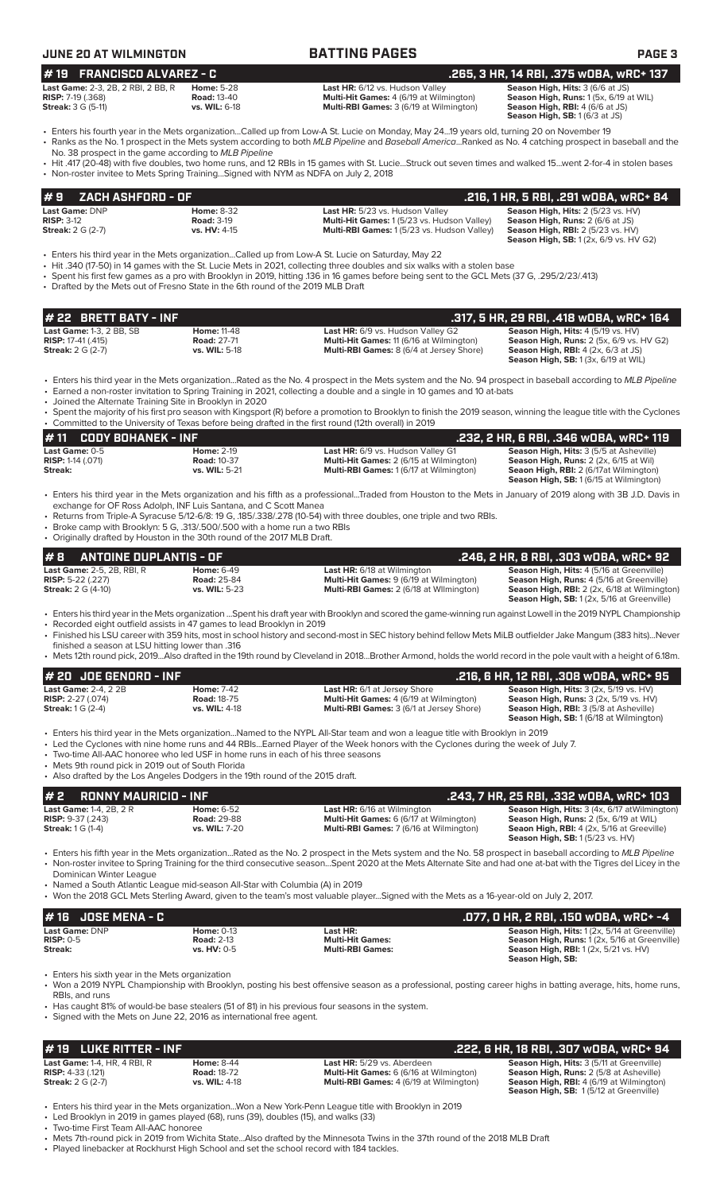JUNE 20 AT WILMINGTON — BATTING PAGES

## # 19 FRANCISCO ALVAREZ - C — .265, 3 HR, 14 RBI, .375 wOBA, wRC+ 137

| | | | |
|---|---|---|---|
| **Last Game:** 2-3, 2B, 2 RBI, BB, R | **Home:** 5-28 | **Last HR:** 6/12 vs. Hudson Valley | **Season High, Hits:** 3 (6/6 at JS) |
| **RISP:** 7-19 (.368) | **Road:** 13-40 | **Multi-Hit Games:** 4 (6/19 at Wilmington) | **Season High, Runs:** 1 (5x, 6/19 at WIL) |
| **Streak:** 3 G (5-11) | **vs. WIL:** 6-18 | **Multi-RBI Games:** 3 (6/19 at Wilmington) | **Season High, RBI:** 4 (6/6 at JS) |
| | | | **Season High, SB:** 1 (6/3 at JS) |

- Enters his fourth year in the Mets organization...Called up from Low-A St. Lucie on Monday, May 24...19 years old, turning 20 on November 19
- Ranks as the No. 1 prospect in the Mets system according to both *MLB Pipeline* and *Baseball America*...Ranked as No. 4 catching prospect in baseball and the No. 38 prospect in the game according to *MLB Pipeline*
- Hit .417 (20-48) with five doubles, two home runs, and 12 RBIs in 15 games with St. Lucie...Struck out seven times and walked 15...went 2-for-4 in stolen bases
- Non-roster invitee to Mets Spring Training...Signed with NYM as NDFA on July 2, 2018

## # 9 ZACH ASHFORD - OF — .216, 1 HR, 5 RBI, .291 wOBA, wRC+ 84

| | | | |
|---|---|---|---|
| **Last Game:** DNP | **Home:** 8-32 | **Last HR:** 5/23 vs. Hudson Valley | **Season High, Hits:** 2 (5/23 vs. HV) |
| **RISP:** 3-12 | **Road:** 3-19 | **Multi-Hit Games:** 1 (5/23 vs. Hudson Valley) | **Season High, Runs:** 2 (6/6 at JS) |
| **Streak:** 2 G (2-7) | **vs. HV:** 4-15 | **Multi-RBI Games:** 1 (5/23 vs. Hudson Valley) | **Season High, RBI:** 2 (5/23 vs. HV) |
| | | | **Season High, SB:** 1 (2x, 6/9 vs. HV G2) |

- Enters his third year in the Mets organization...Called up from Low-A St. Lucie on Saturday, May 22
- Hit .340 (17-50) in 14 games with the St. Lucie Mets in 2021, collecting three doubles and six walks with a stolen base
- Spent his first few games as a pro with Brooklyn in 2019, hitting .136 in 16 games before being sent to the GCL Mets (37 G, .295/2/23/.413)
- Drafted by the Mets out of Fresno State in the 6th round of the 2019 MLB Draft

## # 22 BRETT BATY - INF — .317, 5 HR, 29 RBI, .418 wOBA, wRC+ 164

| | | | |
|---|---|---|---|
| **Last Game:** 1-3, 2 BB, SB | **Home:** 11-48 | **Last HR:** 6/9 vs. Hudson Valley G2 | **Season High, Hits:** 4 (5/19 vs. HV) |
| **RISP:** 17-41 (.415) | **Road:** 27-71 | **Multi-Hit Games:** 11 (6/16 at Wilmington) | **Season High, Runs:** 2 (5x, 6/9 vs. HV G2) |
| **Streak:** 2 G (2-7) | **vs. WIL:** 5-18 | **Multi-RBI Games:** 8 (6/4 at Jersey Shore) | **Season High, RBI:** 4 (2x, 6/3 at JS) |
| | | | **Season High, SB:** 1 (3x, 6/19 at WIL) |

- Enters his third year in the Mets organization...Rated as the No. 4 prospect in the Mets system and the No. 94 prospect in baseball according to *MLB Pipeline*
- Earned a non-roster invitation to Spring Training in 2021, collecting a double and a single in 10 games and 10 at-bats
- Joined the Alternate Training Site in Brooklyn in 2020
- Spent the majority of his first pro season with Kingsport (R) before a promotion to Brooklyn to finish the 2019 season, winning the league title with the Cyclones
- Committed to the University of Texas before being drafted in the first round (12th overall) in 2019

## # 11 CODY BOHANEK - INF — .232, 2 HR, 6 RBI, .346 wOBA, wRC+ 119

| | | | |
|---|---|---|---|
| **Last Game:** 0-5 | **Home:** 2-19 | **Last HR:** 6/9 vs. Hudson Valley G1 | **Season High, Hits:** 3 (5/5 at Asheville) |
| **RISP:** 1-14 (.071) | **Road:** 10-37 | **Multi-Hit Games:** 2 (6/15 at Wilmington) | **Season High, Runs:** 2 (2x, 6/15 at Wil) |
| **Streak:** | **vs. WIL:** 5-21 | **Multi-RBI Games:** 1 (6/17 at Wilmington) | **Seaon High, RBI:** 2 (6/17at Wilmington) |
| | | | **Season High, SB:** 1 (6/15 at Wilmington) |

- Enters his third year in the Mets organization and his fifth as a professional...Traded from Houston to the Mets in January of 2019 along with 3B J.D. Davis in exchange for OF Ross Adolph, INF Luis Santana, and C Scott Manea
- Returns from Triple-A Syracuse 5/12-6/8: 19 G, .185/.338/.278 (10-54) with three doubles, one triple and two RBIs.
- Broke camp with Brooklyn: 5 G, .313/.500/.500 with a home run a two RBIs
- Originally drafted by Houston in the 30th round of the 2017 MLB Draft.

## # 8 ANTOINE DUPLANTIS - OF — .246, 2 HR, 8 RBI, .303 wOBA, wRC+ 92

| | | | |
|---|---|---|---|
| **Last Game:** 2-5, 2B, RBI, R | **Home:** 6-49 | **Last HR:** 6/18 at Wilmington | **Season High, Hits:** 4 (5/16 at Greenville) |
| **RISP:** 5-22 (.227) | **Road:** 25-84 | **Multi-Hit Games:** 9 (6/19 at Wilmington) | **Season High, Runs:** 4 (5/16 at Greenville) |
| **Streak:** 2 G (4-10) | **vs. WIL:** 5-23 | **Multi-RBI Games:** 2 (6/18 at WIlmington) | **Season High, RBI:** 2 (2x, 6/18 at Wilmington) |
| | | | **Season High, SB:** 1 (2x, 5/16 at Greenville) |

- Enters his third year in the Mets organization ...Spent his draft year with Brooklyn and scored the game-winning run against Lowell in the 2019 NYPL Championship
- Recorded eight outfield assists in 47 games to lead Brooklyn in 2019
- Finished his LSU career with 359 hits, most in school history and second-most in SEC history behind fellow Mets MiLB outfielder Jake Mangum (383 hits)...Never finished a season at LSU hitting lower than .316
- Mets 12th round pick, 2019...Also drafted in the 19th round by Cleveland in 2018...Brother Armond, holds the world record in the pole vault with a height of 6.18m.

## # 20 JOE GENORD - INF — .216, 6 HR, 12 RBI, .308 wOBA, wRC+ 95

| | | | |
|---|---|---|---|
| **Last Game:** 2-4, 2 2B | **Home:** 7-42 | **Last HR:** 6/1 at Jersey Shore | **Season High, Hits:** 3 (2x, 5/19 vs. HV) |
| **RISP:** 2-27 (.074) | **Road:** 18-75 | **Multi-Hit Games:** 4 (6/19 at Wilmington) | **Season High, Runs:** 3 (2x, 5/19 vs. HV) |
| **Streak:** 1 G (2-4) | **vs. WIL:** 4-18 | **Multi-RBI Games:** 3 (6/1 at Jersey Shore) | **Season High, RBI:** 3 (5/8 at Asheville) |
| | | | **Season High, SB:** 1 (6/18 at Wilmington) |

- Enters his third year in the Mets organization...Named to the NYPL All-Star team and won a league title with Brooklyn in 2019
- Led the Cyclones with nine home runs and 44 RBIs...Earned Player of the Week honors with the Cyclones during the week of July 7.
- Two-time All-AAC honoree who led USF in home runs in each of his three seasons
- Mets 9th round pick in 2019 out of South Florida
- Also drafted by the Los Angeles Dodgers in the 19th round of the 2015 draft.

## # 2 RONNY MAURICIO - INF — .243, 7 HR, 25 RBI, .332 wOBA, wRC+ 103

| | | | |
|---|---|---|---|
| **Last Game:** 1-4, 2B, 2 R | **Home:** 6-52 | **Last HR:** 6/16 at Wilmington | **Season High, Hits:** 3 (4x, 6/17 atWilmington) |
| **RISP:** 9-37 (.243) | **Road:** 29-88 | **Multi-Hit Games:** 6 (6/17 at Wilmington) | **Season High, Runs:** 2 (5x, 6/19 at WIL) |
| **Streak:** 1 G (1-4) | **vs. WIL:** 7-20 | **Multi-RBI Games:** 7 (6/16 at Wilmington) | **Seaon High, RBI:** 4 (2x, 5/16 at Greeville) |
| | | | **Season High, SB:** 1 (5/23 vs. HV) |

- Enters his fifth year in the Mets organization...Rated as the No. 2 prospect in the Mets system and the No. 58 prospect in baseball according to *MLB Pipeline*
- Non-roster invitee to Spring Training for the third consecutive season...Spent 2020 at the Mets Alternate Site and had one at-bat with the Tigres del Licey in the Dominican Winter League
- Named a South Atlantic League mid-season All-Star with Columbia (A) in 2019
- Won the 2018 GCL Mets Sterling Award, given to the team's most valuable player...Signed with the Mets as a 16-year-old on July 2, 2017.

## # 16 JOSE MENA - C — .077, 0 HR, 2 RBI, .150 wOBA, wRC+ -4

| | | | |
|---|---|---|---|
| **Last Game:** DNP | **Home:** 0-13 | **Last HR:** | **Season High, Hits:** 1 (2x, 5/14 at Greenville) |
| **RISP:** 0-5 | **Road:** 2-13 | **Multi-Hit Games:** | **Season High, Runs:** 1 (2x, 5/16 at Greenville) |
| **Streak:** | **vs. HV:** 0-5 | **Multi-RBI Games:** | **Season High, RBI:** 1 (2x, 5/21 vs. HV) |
| | | | **Season High, SB:** |

- Enters his sixth year in the Mets organization
- Won a 2019 NYPL Championship with Brooklyn, posting his best offensive season as a professional, posting career highs in batting average, hits, home runs, RBIs, and runs
- Has caught 81% of would-be base stealers (51 of 81) in his previous four seasons in the system.
- Signed with the Mets on June 22, 2016 as international free agent.

## # 19 LUKE RITTER - INF — .222, 6 HR, 18 RBI, .307 wOBA, wRC+ 94

| | | | |
|---|---|---|---|
| **Last Game:** 1-4, HR, 4 RBI, R | **Home:** 8-44 | **Last HR:** 5/29 vs. Aberdeen | **Season High, Hits:** 3 (5/11 at Greenville) |
| **RISP:** 4-33 (.121) | **Road:** 18-72 | **Multi-Hit Games:** 6 (6/16 at Wilmington) | **Season High, Runs:** 2 (5/8 at Asheville) |
| **Streak:** 2 G (2-7) | **vs. WIL:** 4-18 | **Multi-RBI Games:** 4 (6/19 at Wilmington) | **Season High, RBI:** 4 (6/19 at Wilmington) |
| | | | **Season High, SB:** 1 (5/12 at Greenville) |

- Enters his third year in the Mets organization...Won a New York-Penn League title with Brooklyn in 2019
- Led Brooklyn in 2019 in games played (68), runs (39), doubles (15), and walks (33)
- Two-time First Team All-AAC honoree
- Mets 7th-round pick in 2019 from Wichita State...Also drafted by the Minnesota Twins in the 37th round of the 2018 MLB Draft
- Played linebacker at Rockhurst High School and set the school record with 184 tackles.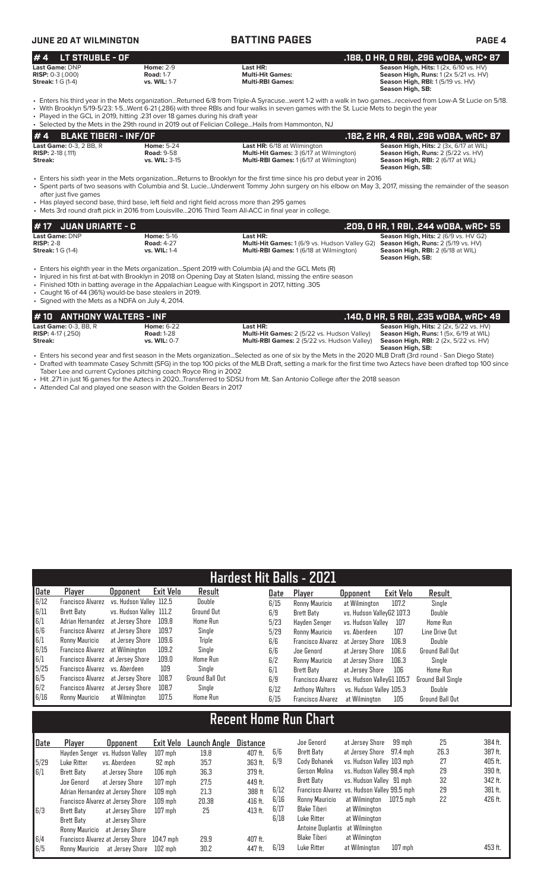## #4 LT STRUBLE - OF

**.188, 0 HR, 0 RBI, .296 wOBA, wRC+ 87**

**Last Game:** DNP | **Home:** 2-9 | **Last HR:** | **Season High, Hits:** 1 (2x, 6/10 vs. HV)
**RISP:** 0-3 (.000) | **Road:** 1-7 | **Multi-Hit Games:** | **Season High, Runs:** 1 (2x 5/21 vs. HV)
**Streak:** 1 G (1-4) | **vs. WIL:** 1-7 | **Multi-RBI Games:** | **Season High, RBI:** 1 (5/19 vs. HV)
**Season High, SB:**

- Enters his third year in the Mets organization...Returned 6/8 from Triple-A Syracuse...went 1-2 with a walk in two games...received from Low-A St Lucie on 5/18.
- With Brooklyn 5/19-5/23: 1-5...Went 6-21 (.286) with three RBIs and four walks in seven games with the St. Lucie Mets to begin the year
- Played in the GCL in 2019, hitting .231 over 18 games during his draft year
- Selected by the Mets in the 29th round in 2019 out of Felician College...Hails from Hammonton, NJ

## #4 BLAKE TIBERI - INF/OF

**.182, 2 HR, 4 RBI, .296 wOBA, wRC+ 87**

**Last Game:** 0-3, 2 BB, R | **Home:** 5-24 | **Last HR:** 6/18 at Wilmington | **Season High, Hits:** 2 (3x, 6/17 at WIL)
**RISP:** 2-18 (.111) | **Road:** 9-58 | **Multi-Hit Games:** 3 (6/17 at Wilmington) | **Season High, Runs:** 2 (5/22 vs. HV)
**Streak:** | **vs. WIL:** 3-15 | **Multi-RBI Games:** 1 (6/17 at Wilmington) | **Season High, RBI:** 2 (6/17 at WIL)
**Season High, SB:**

- Enters his sixth year in the Mets organization...Returns to Brooklyn for the first time since his pro debut year in 2016
- Spent parts of two seasons with Columbia and St. Lucie...Underwent Tommy John surgery on his elbow on May 3, 2017, missing the remainder of the season after just five games
- Has played second base, third base, left field and right field across more than 295 games
- Mets 3rd round draft pick in 2016 from Louisville...2016 Third Team All-ACC in final year in college.

## #17 JUAN URIARTE - C

**.209, 0 HR, 1 RBI, .244 wOBA, wRC+ 55**

**Last Game:** DNP | **Home:** 5-16 | **Last HR:** | **Season High, Hits:** 2 (6/9 vs. HV G2)
**RISP:** 2-8 | **Road:** 4-27 | **Multi-Hit Games:** 1 (6/9 vs. Hudson Valley G2) | **Season High, Runs:** 2 (5/19 vs. HV)
**Streak:** 1 G (1-4) | **vs. WIL:** 1-4 | **Multi-RBI Games:** 1 (6/18 at Wilmington) | **Season High, RBI:** 2 (6/18 at WIL)
**Season High, SB:**

- Enters his eighth year in the Mets organization...Spent 2019 with Columbia (A) and the GCL Mets (R)
- Injured in his first at-bat with Brooklyn in 2018 on Opening Day at Staten Island, missing the entire season
- Finished 10th in batting average in the Appalachian League with Kingsport in 2017, hitting .305
- Caught 16 of 44 (36%) would-be base stealers in 2019.
- Signed with the Mets as a NDFA on July 4, 2014.

## #10 ANTHONY WALTERS - INF

**.140, 0 HR, 5 RBI, .235 wOBA, wRC+ 49**

**Last Game:** 0-3, BB, R | **Home:** 6-22 | **Last HR:** | **Season High, Hits:** 2 (2x, 5/22 vs. HV)
**RISP:** 4-17 (.250) | **Road:** 1-28 | **Multi-Hit Games:** 2 (5/22 vs. Hudson Valley) | **Season High, Runs:** 1 (5x, 6/19 at WIL)
**Streak:** | **vs. WIL:** 0-7 | **Multi-RBI Games:** 2 (5/22 vs. Hudson Valley) | **Season High, RBI:** 2 (2x, 5/22 vs. HV)
**Season High, SB:**

- Enters his second year and first season in the Mets organization...Selected as one of six by the Mets in the 2020 MLB Draft (3rd round - San Diego State)
- Drafted with teammate Casey Schmitt (SFG) in the top 100 picks of the MLB Draft, setting a mark for the first time two Aztecs have been drafted top 100 since Taber Lee and current Cyclones pitching coach Royce Ring in 2002
- Hit .271 in just 16 games for the Aztecs in 2020...Transferred to SDSU from Mt. San Antonio College after the 2018 season
- Attended Cal and played one season with the Golden Bears in 2017

## Hardest Hit Balls - 2021

| Date | Player | Opponent | Exit Velo | Result | Date | Player | Opponent | Exit Velo | Result |
|---|---|---|---|---|---|---|---|---|---|
| 6/12 | Francisco Alvarez | vs. Hudson Valley | 112.5 | Double | 6/15 | Ronny Mauricio | at Wilmington | 107.2 | Single |
| 6/11 | Brett Baty | vs. Hudson Valley | 111.2 | Ground Out | 6/9 | Brett Baty | vs. Hudson ValleyG2 | 107.3 | Double |
| 6/1 | Adrian Hernandez | at Jersey Shore | 109.8 | Home Run | 5/23 | Hayden Senger | vs. Hudson Valley | 107 | Home Run |
| 6/6 | Francisco Alvarez | at Jersey Shore | 109.7 | Single | 5/29 | Ronny Mauricio | vs. Aberdeen | 107 | Line Drive Out |
| 6/1 | Ronny Mauricio | at Jersey Shore | 109.6 | Triple | 6/6 | Francisco Alvarez | at Jersey Shore | 106.9 | Double |
| 6/15 | Francisco Alvarez | at Wilmington | 109.2 | Single | 6/6 | Joe Genord | at Jersey Shore | 106.6 | Ground Ball Out |
| 6/1 | Francisco Alvarez | at Jersey Shore | 109.0 | Home Run | 6/2 | Ronny Mauricio | at Jersey Shore | 106.3 | Single |
| 5/25 | Francisco Alvarez | vs. Aberdeen | 109 | Single | 6/1 | Brett Baty | at Jersey Shore | 106 | Home Run |
| 6/5 | Francisco Alvarez | at Jersey Shore | 108.7 | Ground Ball Out | 6/9 | Francisco Alvarez | vs. Hudson ValleyG1 | 105.7 | Ground Ball Single |
| 6/2 | Francisco Alvarez | at Jersey Shore | 108.7 | Single | 6/12 | Anthony Walters | vs. Hudson Valley | 105.3 | Double |
| 6/16 | Ronny Mauricio | at Wilmington | 107.5 | Home Run | 6/15 | Francisco Alvarez | at Wilmington | 105 | Ground Ball Out |

## Recent Home Run Chart

| Date | Player | Opponent | Exit Velo | Launch Angle | Distance |
|---|---|---|---|---|---|
| | Hayden Senger | vs. Hudson Valley | 107 mph | 19.8 | 407 ft. |
| 5/29 | Luke Ritter | vs. Aberdeen | 92 mph | 35.7 | 363 ft. |
| 6/1 | Brett Baty | at Jersey Shore | 106 mph | 36.3 | 379 ft. |
| | Joe Genord | at Jersey Shore | 107 mph | 27.5 | 449 ft. |
| | Adrian Hernandez | at Jersey Shore | 109 mph | 21.3 | 388 ft |
| | Francisco Alvarez | at Jersey Shore | 109 mph | 20.38 | 416 ft. |
| 6/3 | Brett Baty | at Jersey Shore | 107 mph | 25 | 413 ft. |
| | Brett Baty | at Jersey Shore | | | |
| | Ronny Mauricio | at Jersey Shore | | | |
| 6/4 | Francisco Alvarez | at Jersey Shore | 104.7 mph | 29.9 | 407 ft. |
| 6/5 | Ronny Mauricio | at Jersey Shore | 102 mph | 30.2 | 447 ft. |
| | Joe Genord | at Jersey Shore | 99 mph | 25 | 384 ft. |
| 6/6 | Brett Baty | at Jersey Shore | 97.4 mph | 26.3 | 387 ft. |
| 6/9 | Cody Bohanek | vs. Hudson Valley | 103 mph | 27 | 405 ft. |
| | Gerson Molina | vs. Hudson Valley | 98.4 mph | 29 | 390 ft. |
| | Brett Baty | vs. Hudson Valley | 91 mph | 32 | 342 ft. |
| 6/12 | Francisco Alvarez | vs. Hudson Valley | 99.5 mph | 29 | 381 ft. |
| 6/16 | Ronny Mauricio | at Wilmington | 107.5 mph | 22 | 426 ft. |
| 6/17 | Blake Tiberi | at Wilmington | | | |
| 6/18 | Luke Ritter | at Wilmington | | | |
| | Antoine Duplantis | at Wilmington | | | |
| | Blake Tiberi | at Wilmington | | | |
| 6/19 | Luke Ritter | at Wilmington | 107 mph | | 453 ft. |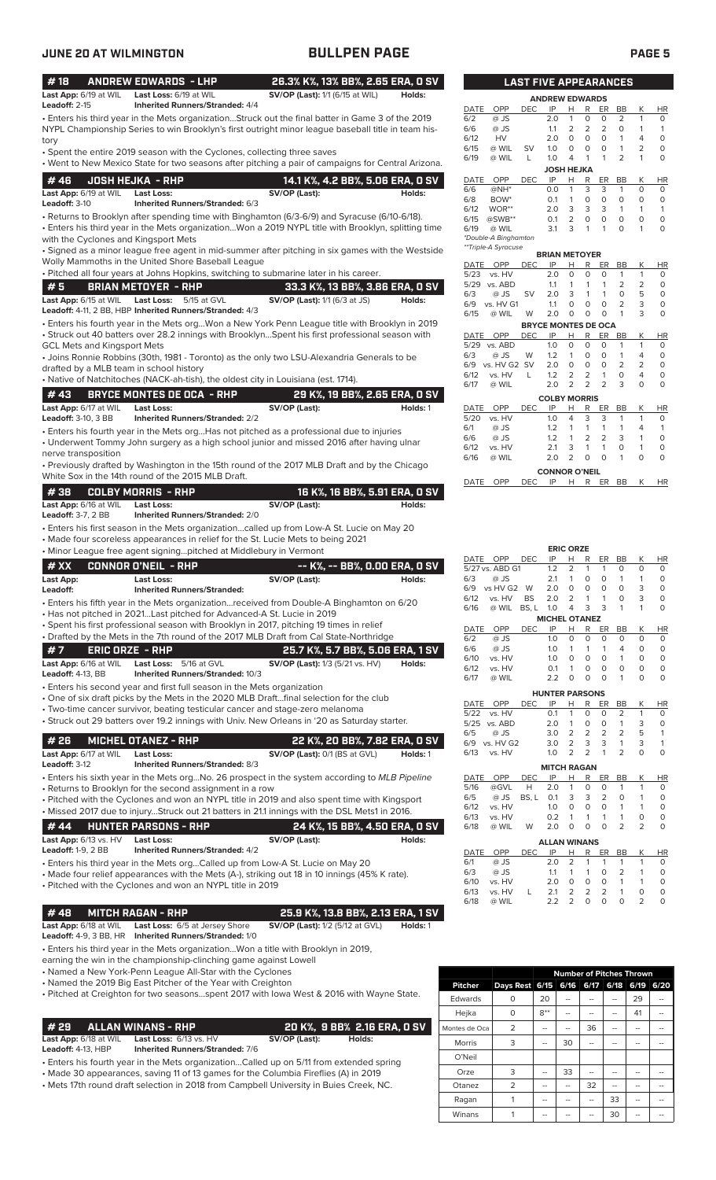## JUNE 20 AT WILMINGTON — BULLPEN PAGE

### #18 ANDREW EDWARDS - LHP — 26.3% K%, 13% BB%, 2.65 ERA, 0 SV

**Last App:** 6/19 at WIL **Last Loss:** 6/19 at WIL **SV/OP (Last):** 1/1 (6/15 at WIL) **Holds:**
**Leadoff:** 2-15 **Inherited Runners/Stranded:** 4/4

- Enters his third year in the Mets organization...Struck out the final batter in Game 3 of the 2019 NYPL Championship Series to win Brooklyn's first outright minor league baseball title in team history
- Spent the entire 2019 season with the Cyclones, collecting three saves
- Went to New Mexico State for two seasons after pitching a pair of campaigns for Central Arizona.

### #46 JOSH HEJKA - RHP — 14.1 K%, 4.2 BB%, 5.06 ERA, 0 SV

**Last App:** 6/19 at WIL **Last Loss:** **SV/OP (Last):** **Holds:**
**Leadoff:** 3-10 **Inherited Runners/Stranded:** 6/3

- Returns to Brooklyn after spending time with Binghamton (6/3-6/9) and Syracuse (6/10-6/18).
- Enters his third year in the Mets organization...Won a 2019 NYPL title with Brooklyn, splitting time with the Cyclones and Kingsport Mets
- Signed as a minor league free agent in mid-summer after pitching in six games with the Westside Wolly Mammoths in the United Shore Baseball League
- Pitched all four years at Johns Hopkins, switching to submarine later in his career.

### #5 BRIAN METOYER - RHP — 33.3 K%, 13 BB%, 3.86 ERA, 0 SV

**Last App:** 6/15 at WIL **Last Loss:** 5/15 at GVL **SV/OP (Last):** 1/1 (6/3 at JS) **Holds:**
**Leadoff:** 4-11, 2 BB, HBP **Inherited Runners/Stranded:** 4/3

- Enters his fourth year in the Mets org...Won a New York Penn League title with Brooklyn in 2019
- Struck out 40 batters over 28.2 innings with Brooklyn...Spent his first professional season with GCL Mets and Kingsport Mets
- Joins Ronnie Robbins (30th, 1981 - Toronto) as the only two LSU-Alexandria Generals to be drafted by a MLB team in school history
- Native of Natchitoches (NACK-ah-tish), the oldest city in Louisiana (est. 1714).

### #43 BRYCE MONTES DE OCA - RHP — 29 K%, 19 BB%, 2.65 ERA, 0 SV

**Last App:** 6/17 at WIL **Last Loss:** **SV/OP (Last):** **Holds:** 1
**Leadoff:** 3-10, 3 BB **Inherited Runners/Stranded:** 2/2

- Enters his fourth year in the Mets org...Has not pitched as a professional due to injuries
- Underwent Tommy John surgery as a high school junior and missed 2016 after having ulnar nerve transposition
- Previously drafted by Washington in the 15th round of the 2017 MLB Draft and by the Chicago White Sox in the 14th round of the 2015 MLB Draft.

### #38 COLBY MORRIS - RHP — 16 K%, 16 BB%, 5.91 ERA, 0 SV

**Last App:** 6/16 at WIL **Last Loss:** **SV/OP (Last):** **Holds:**
**Leadoff:** 3-7, 2 BB **Inherited Runners/Stranded:** 2/0

- Enters his first season in the Mets organization...called up from Low-A St. Lucie on May 20
- Made four scoreless appearances in relief for the St. Lucie Mets to being 2021
- Minor League free agent signing...pitched at Middlebury in Vermont

### #XX CONNOR O'NEIL - RHP — -- K%, -- BB%, 0.00 ERA, 0 SV

**Last App:** **Last Loss:** **SV/OP (Last):** **Holds:**
**Leadoff:** **Inherited Runners/Stranded:**

- Enters his fifth year in the Mets organization...received from Double-A Binghamton on 6/20
- Has not pitched in 2021...Last pitched for Advanced-A St. Lucie in 2019
- Spent his first professional season with Brooklyn in 2017, pitching 19 times in relief
- Drafted by the Mets in the 7th round of the 2017 MLB Draft from Cal State-Northridge

### #7 ERIC ORZE - RHP — 25.7 K%, 5.7 BB%, 5.06 ERA, 1 SV

**Last App:** 6/16 at WIL **Last Loss:** 5/16 at GVL **SV/OP (Last):** 1/3 (5/21 vs. HV) **Holds:**
**Leadoff:** 4-13, BB **Inherited Runners/Stranded:** 10/3

- Enters his second year and first full season in the Mets organization
- One of six draft picks by the Mets in the 2020 MLB Draft...final selection for the club
- Two-time cancer survivor, beating testicular cancer and stage-zero melanoma
- Struck out 29 batters over 19.2 innings with Univ. New Orleans in '20 as Saturday starter.

### #26 MICHEL OTANEZ - RHP — 22 K%, 20 BB%, 7.82 ERA, 0 SV

**Last App:** 6/17 at WIL **Last Loss:** **SV/OP (Last):** 0/1 (BS at GVL) **Holds:** 1
**Leadoff:** 3-12 **Inherited Runners/Stranded:** 8/3

- Enters his sixth year in the Mets org...No. 26 prospect in the system according to *MLB Pipeline*
- Returns to Brooklyn for the second assignment in a row
- Pitched with the Cyclones and won an NYPL title in 2019 and also spent time with Kingsport
- Missed 2017 due to injury...Struck out 21 batters in 21.1 innings with the DSL Mets1 in 2016.

### #44 HUNTER PARSONS - RHP — 24 K%, 15 BB%, 4.50 ERA, 0 SV

**Last App:** 6/13 vs. HV **Last Loss:** **SV/OP (Last):** **Holds:**
**Leadoff:** 1-9, 2 BB **Inherited Runners/Stranded:** 4/2

- Enters his third year in the Mets org...Called up from Low-A St. Lucie on May 20
- Made four relief appearances with the Mets (A-), striking out 18 in 10 innings (45% K rate).
- Pitched with the Cyclones and won an NYPL title in 2019

### #48 MITCH RAGAN - RHP — 25.9 K%, 13.8 BB%, 2.13 ERA, 1 SV

**Last App:** 6/18 at WIL **Last Loss:** 6/5 at Jersey Shore **SV/OP (Last):** 1/2 (5/12 at GVL) **Holds:** 1
**Leadoff:** 4-9, 3 BB, HR **Inherited Runners/Stranded:** 1/0

- Enters his third year in the Mets organization...Won a title with Brooklyn in 2019, earning the win in the championship-clinching game against Lowell
- Named a New York-Penn League All-Star with the Cyclones
- Named the 2019 Big East Pitcher of the Year with Creighton
- Pitched at Creighton for two seasons...spent 2017 with Iowa West & 2016 with Wayne State.

### #29 ALLAN WINANS - RHP — 20 K%, 9 BB% 2.16 ERA, 0 SV

**Last App:** 6/18 at WIL **Last Loss:** 6/13 vs. HV **SV/OP (Last):** **Holds:**
**Leadoff:** 4-13, HBP **Inherited Runners/Stranded:** 7/6

- Enters his fourth year in the Mets organization...Called up on 5/11 from extended spring
- Made 30 appearances, saving 11 of 13 games for the Columbia Fireflies (A) in 2019
- Mets 17th round draft selection in 2018 from Campbell University in Buies Creek, NC.

## LAST FIVE APPEARANCES

**ANDREW EDWARDS**

| DATE | OPP | DEC | IP | H | R | ER | BB | K | HR |
|---|---|---|---|---|---|---|---|---|---|
| 6/2 | @ JS | | 2.0 | 1 | 0 | 0 | 2 | 1 | 0 |
| 6/6 | @ JS | | 1.1 | 2 | 2 | 2 | 0 | 1 | 1 |
| 6/12 | HV | | 2.0 | 0 | 0 | 0 | 1 | 4 | 0 |
| 6/15 | @ WIL | SV | 1.0 | 0 | 0 | 0 | 1 | 2 | 0 |
| 6/19 | @ WIL | L | 1.0 | 4 | 1 | 1 | 2 | 1 | 0 |

**JOSH HEJKA**

| DATE | OPP | DEC | IP | H | R | ER | BB | K | HR |
|---|---|---|---|---|---|---|---|---|---|
| 6/6 | @NH* | | 0.0 | 1 | 3 | 3 | 1 | 0 | 0 |
| 6/8 | BOW* | | 0.1 | 1 | 0 | 0 | 0 | 0 | 0 |
| 6/12 | WOR** | | 2.0 | 3 | 3 | 3 | 1 | 1 | 1 |
| 6/15 | @SWB** | | 0.1 | 2 | 0 | 0 | 0 | 0 | 0 |
| 6/19 | @ WIL | | 3.1 | 3 | 1 | 1 | 0 | 1 | 0 |

*Double-A Binghamton
**Triple-A Syracuse

**BRIAN METOYER**

| DATE | OPP | DEC | IP | H | R | ER | BB | K | HR |
|---|---|---|---|---|---|---|---|---|---|
| 5/23 | vs. HV | | 2.0 | 0 | 0 | 0 | 1 | 1 | 0 |
| 5/29 | vs. ABD | | 1.1 | 1 | 1 | 1 | 2 | 2 | 0 |
| 6/3 | @ JS | SV | 2.0 | 3 | 1 | 1 | 0 | 5 | 0 |
| 6/9 | vs. HV G1 | | 1.1 | 0 | 0 | 0 | 2 | 3 | 0 |
| 6/15 | @ WIL | W | 2.0 | 0 | 0 | 0 | 1 | 3 | 0 |

**BRYCE MONTES DE OCA**

| DATE | OPP | DEC | IP | H | R | ER | BB | K | HR |
|---|---|---|---|---|---|---|---|---|---|
| 5/29 | vs. ABD | | 1.0 | 0 | 0 | 0 | 1 | 1 | 0 |
| 6/3 | @ JS | W | 1.2 | 1 | 0 | 0 | 1 | 4 | 0 |
| 6/9 | vs. HV G2 | SV | 2.0 | 0 | 0 | 0 | 2 | 2 | 0 |
| 6/12 | vs. HV | L | 1.2 | 2 | 2 | 1 | 0 | 4 | 0 |
| 6/17 | @ WIL | | 2.0 | 2 | 2 | 2 | 3 | 0 | 0 |

**COLBY MORRIS**

| DATE | OPP | DEC | IP | H | R | ER | BB | K | HR |
|---|---|---|---|---|---|---|---|---|---|
| 5/20 | vs. HV | | 1.0 | 4 | 3 | 3 | 1 | 1 | 0 |
| 6/1 | @ JS | | 1.2 | 1 | 1 | 1 | 1 | 4 | 1 |
| 6/6 | @ JS | | 1.2 | 1 | 2 | 2 | 3 | 1 | 0 |
| 6/12 | vs. HV | | 2.1 | 3 | 1 | 1 | 0 | 1 | 0 |
| 6/16 | @ WIL | | 2.0 | 2 | 0 | 0 | 1 | 0 | 0 |

**CONNOR O'NEIL**

| DATE | OPP | DEC | IP | H | R | ER | BB | K | HR |
|---|---|---|---|---|---|---|---|---|---|

**ERIC ORZE**

| DATE | OPP | DEC | IP | H | R | ER | BB | K | HR |
|---|---|---|---|---|---|---|---|---|---|
| 5/27 | vs. ABD G1 | | 1.2 | 2 | 1 | 1 | 0 | 0 | 0 |
| 6/3 | @ JS | | 2.1 | 1 | 0 | 0 | 1 | 1 | 0 |
| 6/9 | vs HV G2 | W | 2.0 | 0 | 0 | 0 | 0 | 3 | 0 |
| 6/12 | vs. HV | BS | 2.0 | 2 | 1 | 1 | 0 | 3 | 0 |
| 6/16 | @ WIL | BS, L | 1.0 | 4 | 3 | 3 | 1 | 1 | 0 |

**MICHEL OTANEZ**

| DATE | OPP | DEC | IP | H | R | ER | BB | K | HR |
|---|---|---|---|---|---|---|---|---|---|
| 6/2 | @ JS | | 1.0 | 0 | 0 | 0 | 0 | 0 | 0 |
| 6/6 | @ JS | | 1.0 | 1 | 1 | 1 | 4 | 0 | 0 |
| 6/10 | vs. HV | | 1.0 | 0 | 0 | 0 | 1 | 0 | 0 |
| 6/12 | vs. HV | | 0.1 | 1 | 0 | 0 | 0 | 0 | 0 |
| 6/17 | @ WIL | | 2.2 | 0 | 0 | 0 | 1 | 0 | 0 |

**HUNTER PARSONS**

| DATE | OPP | DEC | IP | H | R | ER | BB | K | HR |
|---|---|---|---|---|---|---|---|---|---|
| 5/22 | vs. HV | | 0.1 | 1 | 0 | 0 | 2 | 1 | 0 |
| 5/25 | vs. ABD | | 2.0 | 1 | 0 | 0 | 1 | 3 | 0 |
| 6/5 | @ JS | | 3.0 | 2 | 2 | 2 | 2 | 5 | 1 |
| 6/9 | vs. HV G2 | | 3.0 | 2 | 3 | 3 | 1 | 3 | 1 |
| 6/13 | vs. HV | | 1.0 | 2 | 2 | 1 | 2 | 0 | 0 |

**MITCH RAGAN**

| DATE | OPP | DEC | IP | H | R | ER | BB | K | HR |
|---|---|---|---|---|---|---|---|---|---|
| 5/16 | @GVL | H | 2.0 | 1 | 0 | 0 | 1 | 1 | 0 |
| 6/5 | @ JS | BS, L | 0.1 | 3 | 3 | 2 | 0 | 1 | 0 |
| 6/12 | vs. HV | | 1.0 | 0 | 0 | 0 | 1 | 1 | 0 |
| 6/13 | vs. HV | | 0.2 | 1 | 1 | 1 | 1 | 0 | 0 |
| 6/18 | @ WIL | W | 2.0 | 0 | 0 | 0 | 2 | 2 | 0 |

**ALLAN WINANS**

| DATE | OPP | DEC | IP | H | R | ER | BB | K | HR |
|---|---|---|---|---|---|---|---|---|---|
| 6/1 | @ JS | | 2.0 | 2 | 1 | 1 | 1 | 1 | 0 |
| 6/3 | @ JS | | 1.1 | 1 | 1 | 0 | 2 | 1 | 0 |
| 6/10 | vs. HV | | 2.0 | 0 | 0 | 0 | 1 | 1 | 0 |
| 6/13 | vs. HV | L | 2.1 | 2 | 2 | 2 | 1 | 0 | 0 |
| 6/18 | @ WIL | | 2.2 | 2 | 0 | 0 | 0 | 2 | 0 |

## Number of Pitches Thrown

| Pitcher | Days Rest | 6/15 | 6/16 | 6/17 | 6/18 | 6/19 | 6/20 |
|---|---|---|---|---|---|---|---|
| Edwards | 0 | 20 | -- | -- | -- | 29 | -- |
| Hejka | 0 | 8** | -- | -- | -- | 41 | -- |
| Montes de Oca | 2 | -- | -- | 36 | -- | -- | -- |
| Morris | 3 | -- | 30 | -- | -- | -- | -- |
| O'Neil | | | | | | | |
| Orze | 3 | -- | 33 | -- | -- | -- | -- |
| Otanez | 2 | -- | -- | 32 | -- | -- | -- |
| Ragan | 1 | -- | -- | -- | 33 | -- | -- |
| Winans | 1 | -- | -- | -- | 30 | -- | -- |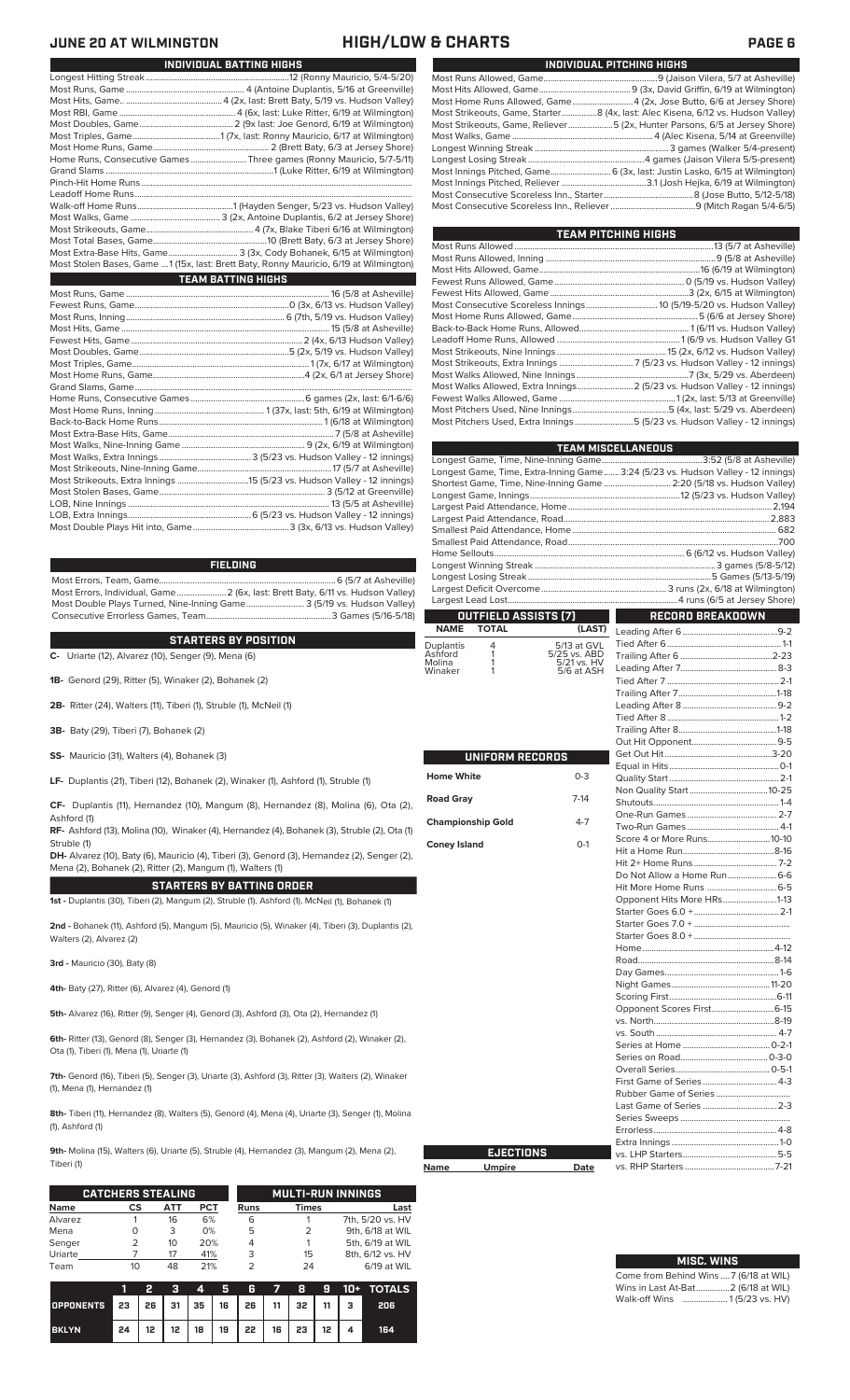# JUNE 20 AT WILMINGTON — HIGH/LOW & CHARTS

## INDIVIDUAL BATTING HIGHS

| | |
|---|---|
| Longest Hitting Streak | 12 (Ronny Mauricio, 5/4-5/20) |
| Most Runs, Game | 4 (Antoine Duplantis, 5/16 at Greenville) |
| Most Hits, Game | 4 (2x, last: Brett Baty, 5/19 vs. Hudson Valley) |
| Most RBI, Game | 4 (6x, last: Luke Ritter, 6/19 at Wilmington) |
| Most Doubles, Game | 2 (9x last: Joe Genord, 6/19 at Wilmington) |
| Most Triples, Game | 1 (7x, last: Ronny Mauricio, 6/17 at Wilmington) |
| Most Home Runs, Game | 2 (Brett Baty, 6/3 at Jersey Shore) |
| Home Runs, Consecutive Games | Three games (Ronny Mauricio, 5/7-5/11) |
| Grand Slams | 1 (Luke Ritter, 6/19 at Wilmington) |
| Pinch-Hit Home Runs | |
| Leadoff Home Runs | |
| Walk-off Home Runs | 1 (Hayden Senger, 5/23 vs. Hudson Valley) |
| Most Walks, Game | 3 (2x, Antoine Duplantis, 6/2 at Jersey Shore) |
| Most Strikeouts, Game | 4 (7x, Blake Tiberi 6/16 at Wilmington) |
| Most Total Bases, Game | 10 (Brett Baty, 6/3 at Jersey Shore) |
| Most Extra-Base Hits, Game | 3 (2x, Cody Bohanek, 6/15 at Wilmington) |
| Most Stolen Bases, Game | 1 (15x, last: Brett Baty, Ronny Mauricio, 6/19 at Wilmington) |

## TEAM BATTING HIGHS

| | |
|---|---|
| Most Runs, Game | 16 (5/8 at Asheville) |
| Fewest Runs, Game | 0 (3x, 6/13 vs. Hudson Valley) |
| Most Runs, Inning | 6 (7th, 5/19 vs. Hudson Valley) |
| Most Hits, Game | 15 (5/8 at Asheville) |
| Fewest Hits, Game | 2 (4x, 6/13 vs. Hudson Valley) |
| Most Doubles, Game | 5 (2x, 5/19 vs. Hudson Valley) |
| Most Triples, Game | 1 (7x, 6/17 at Wilmington) |
| Most Home Runs, Game | 4 (2x, 6/1 at Jersey Shore) |
| Grand Slams, Game | |
| Home Runs, Consecutive Games | 6 games (2x, last: 6/1-6/6) |
| Most Home Runs, Inning | 1 (37x, last: 5th, 6/19 at Wilmington) |
| Back-to-Back Home Runs | 1 (6/18 at Wilmington) |
| Most Extra-Base Hits, Game | 7 (5/8 at Asheville) |
| Most Walks, Nine-Inning Game | 9 (2x, 6/19 at Wilmington) |
| Most Walks, Extra Innings | 3 (5/23 vs. Hudson Valley - 12 innings) |
| Most Strikeouts, Nine-Inning Game | 17 (5/7 at Asheville) |
| Most Strikeouts, Extra Innings | 15 (5/23 vs. Hudson Valley - 12 innings) |
| Most Stolen Bases, Game | 3 (5/12 at Greenville) |
| LOB, Nine Innings | 13 (5/5 at Asheville) |
| LOB, Extra Innings | 6 (5/23 vs. Hudson Valley - 12 innings) |
| Most Double Plays Hit into, Game | 3 (3x, 6/13 vs. Hudson Valley) |

## FIELDING

| | |
|---|---|
| Most Errors, Team, Game | 6 (5/7 at Asheville) |
| Most Errors, Individual, Game | 2 (6x, last: Brett Baty, 6/11 vs. Hudson Valley) |
| Most Double Plays Turned, Nine-Inning Game | 3 (5/19 vs. Hudson Valley) |
| Consecutive Errorless Games, Team | 3 Games (5/16-5/18) |

## STARTERS BY POSITION

**C-** Uriarte (12), Alvarez (10), Senger (9), Mena (6)

**1B-** Genord (29), Ritter (5), Winaker (2), Bohanek (2)

**2B-** Ritter (24), Walters (11), Tiberi (1), Struble (1), McNeil (1)

**3B-** Baty (29), Tiberi (7), Bohanek (2)

**SS-** Mauricio (31), Walters (4), Bohanek (3)

**LF-** Duplantis (21), Tiberi (12), Bohanek (2), Winaker (1), Ashford (1), Struble (1)

**CF-** Duplantis (11), Hernandez (10), Mangum (8), Hernandez (8), Molina (6), Ota (2), Ashford (1)

**RF-** Ashford (13), Molina (10), Winaker (4), Hernandez (4), Bohanek (3), Struble (2), Ota (1) Struble (1)

**DH-** Alvarez (10), Baty (6), Mauricio (4), Tiberi (3), Genord (3), Hernandez (2), Senger (2), Mena (2), Bohanek (2), Ritter (2), Mangum (1), Walters (1)

## STARTERS BY BATTING ORDER

**1st -** Duplantis (30), Tiberi (2), Mangum (2), Struble (1), Ashford (1), McNeil (1), Bohanek (1)

**2nd -** Bohanek (11), Ashford (5), Mangum (5), Mauricio (5), Winaker (4), Tiberi (3), Duplantis (2), Walters (2), Alvarez (2)

**3rd -** Mauricio (30), Baty (8)

**4th-** Baty (27), Ritter (6), Alvarez (4), Genord (1)

**5th-** Alvarez (16), Ritter (9), Senger (4), Genord (3), Ashford (3), Ota (2), Hernandez (1)

**6th-** Ritter (13), Genord (8), Senger (3), Hernandez (3), Bohanek (2), Ashford (2), Winaker (2), Ota (1), Tiberi (1), Mena (1), Uriarte (1)

**7th-** Genord (16), Tiberi (5), Senger (3), Uriarte (3), Ashford (3), Ritter (3), Walters (2), Winaker (1), Mena (1), Hernandez (1)

**8th-** Tiberi (11), Hernandez (8), Walters (5), Genord (4), Mena (4), Uriarte (3), Senger (1), Molina (1), Ashford (1)

**9th-** Molina (15), Walters (6), Uriarte (5), Struble (4), Hernandez (3), Mangum (2), Mena (2), Tiberi (1)

## CATCHERS STEALING

| Name | CS | ATT | PCT |
|---|---|---|---|
| Alvarez | 1 | 16 | 6% |
| Mena | 0 | 3 | 0% |
| Senger | 2 | 10 | 20% |
| Uriarte | 7 | 17 | 41% |
| Team | 10 | 48 | 21% |

## MULTI-RUN INNINGS

| Runs | Times | Last |
|---|---|---|
| 6 | 1 | 7th, 5/20 vs. HV |
| 5 | 2 | 9th, 6/18 at WIL |
| 4 | 1 | 5th, 6/19 at WIL |
| 3 | 15 | 8th, 6/12 vs. HV |
| 2 | 24 | 6/19 at WIL |

| | 1 | 2 | 3 | 4 | 5 | 6 | 7 | 8 | 9 | 10+ | TOTALS |
|---|---|---|---|---|---|---|---|---|---|---|---|
| OPPONENTS | 23 | 26 | 31 | 35 | 16 | 26 | 11 | 32 | 11 | 3 | 206 |
| BKLYN | 24 | 12 | 12 | 18 | 19 | 22 | 16 | 23 | 12 | 4 | 164 |

## INDIVIDUAL PITCHING HIGHS

| | |
|---|---|
| Most Runs Allowed, Game | 9 (Jaison Vilera, 5/7 at Asheville) |
| Most Hits Allowed, Game | 9 (3x, David Griffin, 6/19 at Wilmington) |
| Most Home Runs Allowed, Game | 4 (2x, Jose Butto, 6/6 at Jersey Shore) |
| Most Strikeouts, Game, Starter | 8 (4x, last: Alec Kisena, 6/12 vs. Hudson Valley) |
| Most Strikeouts, Game, Reliever | 5 (2x, Hunter Parsons, 6/5 at Jersey Shore) |
| Most Walks, Game | 4 (Alec Kisena, 5/14 at Greenville) |
| Longest Winning Streak | 3 games (Walker 5/4-present) |
| Longest Losing Streak | 4 games (Jaison Vilera 5/5-present) |
| Most Innings Pitched, Game | 6 (3x, last: Justin Lasko, 6/15 at Wilmington) |
| Most Innings Pitched, Reliever | 3.1 (Josh Hejka, 6/19 at Wilmington) |
| Most Consecutive Scoreless Inn., Starter | 8 (Jose Butto, 5/12-5/18) |
| Most Consecutive Scoreless Inn., Reliever | 9 (Mitch Ragan 5/4-6/5) |

## TEAM PITCHING HIGHS

| | |
|---|---|
| Most Runs Allowed | 13 (5/7 at Asheville) |
| Most Runs Allowed, Inning | 9 (5/8 at Asheville) |
| Most Hits Allowed, Game | 16 (6/19 at Wilmington) |
| Fewest Runs Allowed, Game | 0 (5/19 vs. Hudson Valley) |
| Fewest Hits Allowed, Game | 3 (2x, 6/15 at Wilmington) |
| Most Consecutive Scoreless Innings | 10 (5/19-5/20 vs. Hudson Valley) |
| Most Home Runs Allowed, Game | 5 (6/6 at Jersey Shore) |
| Back-to-Back Home Runs, Allowed | 1 (6/11 vs. Hudson Valley) |
| Leadoff Home Runs, Allowed | 1 (6/9 vs. Hudson Valley G1 |
| Most Strikeouts, Nine Innings | 15 (2x, 6/12 vs. Hudson Valley) |
| Most Strikeouts, Extra Innings | 7 (5/23 vs. Hudson Valley - 12 innings) |
| Most Walks Allowed, Nine Innings | 7 (3x, 5/29 vs. Aberdeen) |
| Most Walks Allowed, Extra Innings | 2 (5/23 vs. Hudson Valley - 12 innings) |
| Fewest Walks Allowed, Game | 1 (2x, last: 5/13 at Greenville) |
| Most Pitchers Used, Nine Innings | 5 (4x, last: 5/29 vs. Aberdeen) |
| Most Pitchers Used, Extra Innings | 5 (5/23 vs. Hudson Valley - 12 innings) |

## TEAM MISCELLANEOUS

| | |
|---|---|
| Longest Game, Time, Nine-Inning Game | 3:52 (5/8 at Asheville) |
| Longest Game, Time, Extra-Inning Game | 3:24 (5/23 vs. Hudson Valley - 12 innings) |
| Shortest Game, Time, Nine-Inning Game | 2:20 (5/18 vs. Hudson Valley) |
| Longest Game, Innings | 12 (5/23 vs. Hudson Valley) |
| Largest Paid Attendance, Home | 2,194 |
| Largest Paid Attendance, Road | 2,883 |
| Smallest Paid Attendance, Home | 682 |
| Smallest Paid Attendance, Road | 700 |
| Home Sellouts | 6 (6/12 vs. Hudson Valley) |
| Longest Winning Streak | 3 games (5/8-5/12) |
| Longest Losing Streak | 5 Games (5/13-5/19) |
| Largest Deficit Overcome | 3 runs (2x, 6/18 at Wilmington) |
| Largest Lead Lost | 4 runs (6/5 at Jersey Shore) |

## OUTFIELD ASSISTS (7)

| NAME | TOTAL | (LAST) |
|---|---|---|
| Duplantis | 4 | 5/13 at GVL |
| Ashford | 1 | 5/25 vs. ABD |
| Molina | 1 | 5/21 vs. HV |
| Winaker | 1 | 5/6 at ASH |

## UNIFORM RECORDS

| | |
|---|---|
| Home White | 0-3 |
| Road Gray | 7-14 |
| Championship Gold | 4-7 |
| Coney Island | 0-1 |

## EJECTIONS

| Name | Umpire | Date |
|---|---|---|

## RECORD BREAKDOWN

| | |
|---|---|
| Leading After 6 | 9-2 |
| Tied After 6 | 1-1 |
| Trailing After 6 | 2-23 |
| Leading After 7 | 8-3 |
| Tied After 7 | 2-1 |
| Trailing After 7 | 1-18 |
| Leading After 8 | 9-2 |
| Tied After 8 | 1-2 |
| Trailing After 8 | 1-18 |
| Out Hit Opponent | 9-5 |
| Get Out Hit | 3-20 |
| Equal in Hits | 0-1 |
| Quality Start | 2-1 |
| Non Quality Start | 10-25 |
| Shutouts | 1-4 |
| One-Run Games | 2-7 |
| Two-Run Games | 4-1 |
| Score 4 or More Runs | 10-10 |
| Hit a Home Run | 8-16 |
| Hit 2+ Home Runs | 7-2 |
| Do Not Allow a Home Run | 6-5 |
| Hit More Home Runs | 6-5 |
| Opponent Hits More HRs | 1-13 |
| Starter Goes 6.0 + | 2-1 |
| Starter Goes 7.0 + | |
| Starter Goes 8.0 + | |
| Home | 4-12 |
| Road | 8-14 |
| Day Games | 1-6 |
| Night Games | 11-20 |
| Scoring First | 6-11 |
| Opponent Scores First | 6-15 |
| vs. North | 8-19 |
| vs. South | 4-7 |
| Series at Home | 0-2-1 |
| Series on Road | 0-3-0 |
| Overall Series | 0-5-1 |
| First Game of Series | 4-3 |
| Rubber Game of Series | |
| Last Game of Series | 2-3 |
| Series Sweeps | |
| Errorless | 4-8 |
| Extra Innings | 1-0 |
| vs. LHP Starters | 5-5 |
| vs. RHP Starters | 7-21 |

## MISC. WINS

| | |
|---|---|
| Come from Behind Wins | 7 (6/18 at WIL) |
| Wins in Last At-Bat | 2 (6/18 at WIL) |
| Walk-off Wins | 1 (5/23 vs. HV) |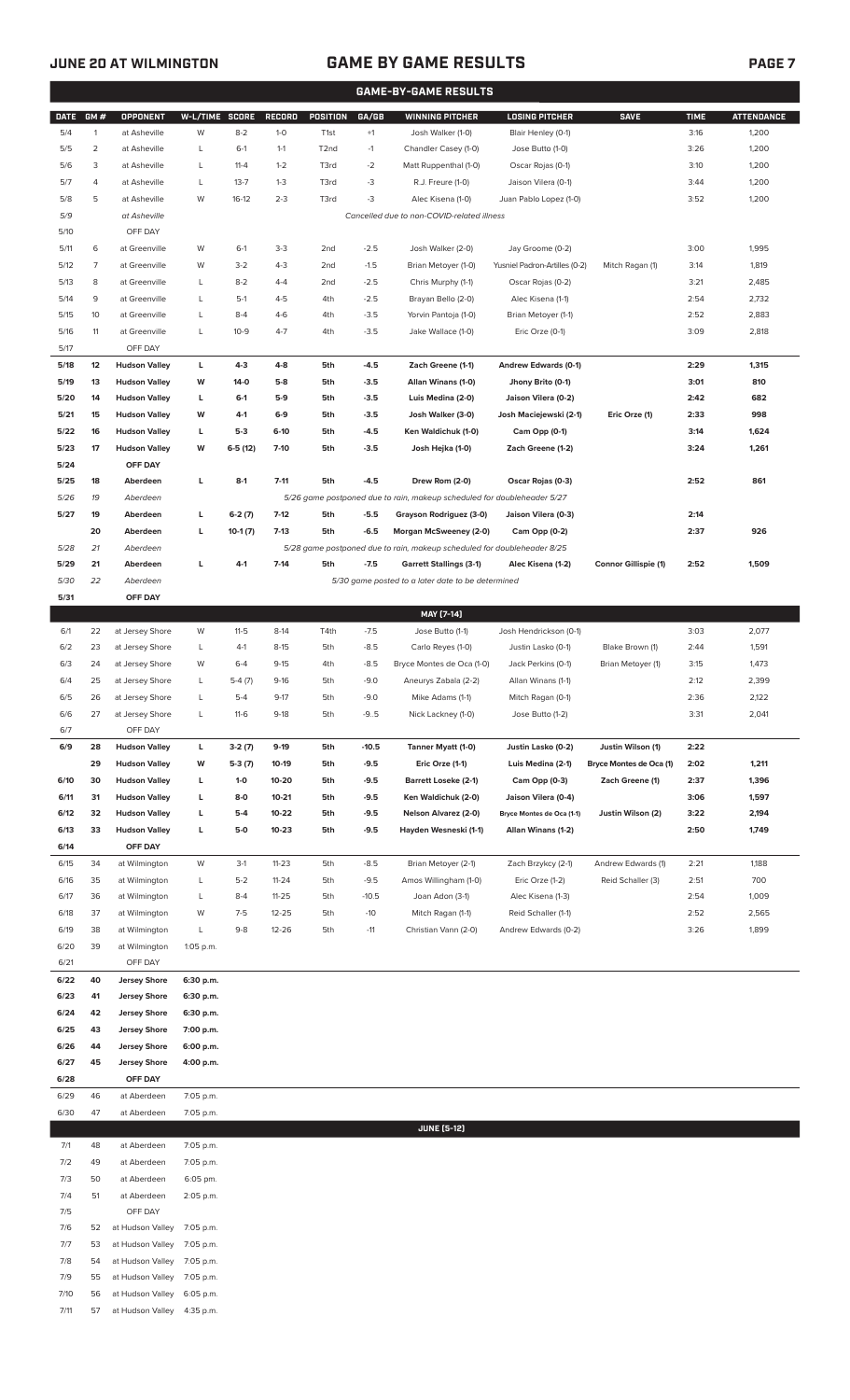## GAME-BY-GAME RESULTS

| DATE | GM # | OPPONENT | W-L/TIME | SCORE | RECORD | POSITION | GA/GB | WINNING PITCHER | LOSING PITCHER | SAVE | TIME | ATTENDANCE |
|---|---|---|---|---|---|---|---|---|---|---|---|---|
| 5/4 | 1 | at Asheville | W | 8-2 | 1-0 | T1st | +1 | Josh Walker (1-0) | Blair Henley (0-1) | | 3:16 | 1,200 |
| 5/5 | 2 | at Asheville | L | 6-1 | 1-1 | T2nd | -1 | Chandler Casey (1-0) | Jose Butto (1-0) | | 3:26 | 1,200 |
| 5/6 | 3 | at Asheville | L | 11-4 | 1-2 | T3rd | -2 | Matt Ruppenthal (1-0) | Oscar Rojas (0-1) | | 3:10 | 1,200 |
| 5/7 | 4 | at Asheville | L | 13-7 | 1-3 | T3rd | -3 | R.J. Freure (1-0) | Jaison Vilera (0-1) | | 3:44 | 1,200 |
| 5/8 | 5 | at Asheville | W | 16-12 | 2-3 | T3rd | -3 | Alec Kisena (1-0) | Juan Pablo Lopez (1-0) | | 3:52 | 1,200 |
| 5/9 | | at Asheville | | | | | | Cancelled due to non-COVID-related illness | | | | |
| 5/10 | | OFF DAY | | | | | | | | | | |
| 5/11 | 6 | at Greenville | W | 6-1 | 3-3 | 2nd | -2.5 | Josh Walker (2-0) | Jay Groome (0-2) | | 3:00 | 1,995 |
| 5/12 | 7 | at Greenville | W | 3-2 | 4-3 | 2nd | -1.5 | Brian Metoyer (1-0) | Yusniel Padron-Artilles (0-2) | Mitch Ragan (1) | 3:14 | 1,819 |
| 5/13 | 8 | at Greenville | L | 8-2 | 4-4 | 2nd | -2.5 | Chris Murphy (1-1) | Oscar Rojas (0-2) | | 3:21 | 2,485 |
| 5/14 | 9 | at Greenville | L | 5-1 | 4-5 | 4th | -2.5 | Brayan Bello (2-0) | Alec Kisena (1-1) | | 2:54 | 2,732 |
| 5/15 | 10 | at Greenville | L | 8-4 | 4-6 | 4th | -3.5 | Yorvin Pantoja (1-0) | Brian Metoyer (1-1) | | 2:52 | 2,883 |
| 5/16 | 11 | at Greenville | L | 10-9 | 4-7 | 4th | -3.5 | Jake Wallace (1-0) | Eric Orze (0-1) | | 3:09 | 2,818 |
| 5/17 | | OFF DAY | | | | | | | | | | |
| **5/18** | **12** | **Hudson Valley** | **L** | **4-3** | **4-8** | **5th** | **-4.5** | **Zach Greene (1-1)** | **Andrew Edwards (0-1)** | | **2:29** | **1,315** |
| **5/19** | **13** | **Hudson Valley** | **W** | **14-0** | **5-8** | **5th** | **-3.5** | **Allan Winans (1-0)** | **Jhony Brito (0-1)** | | **3:01** | **810** |
| **5/20** | **14** | **Hudson Valley** | **L** | **6-1** | **5-9** | **5th** | **-3.5** | **Luis Medina (2-0)** | **Jaison Vilera (0-2)** | | **2:42** | **682** |
| **5/21** | **15** | **Hudson Valley** | **W** | **4-1** | **6-9** | **5th** | **-3.5** | **Josh Walker (3-0)** | **Josh Maciejewski (2-1)** | **Eric Orze (1)** | **2:33** | **998** |
| **5/22** | **16** | **Hudson Valley** | **L** | **5-3** | **6-10** | **5th** | **-4.5** | **Ken Waldichuk (1-0)** | **Cam Opp (0-1)** | | **3:14** | **1,624** |
| **5/23** | **17** | **Hudson Valley** | **W** | **6-5 (12)** | **7-10** | **5th** | **-3.5** | **Josh Hejka (1-0)** | **Zach Greene (1-2)** | | **3:24** | **1,261** |
| **5/24** | | **OFF DAY** | | | | | | | | | | |
| **5/25** | **18** | **Aberdeen** | **L** | **8-1** | **7-11** | **5th** | **-4.5** | **Drew Rom (2-0)** | **Oscar Rojas (0-3)** | | **2:52** | **861** |
| *5/26* | *19* | *Aberdeen* | | | | | | *5/26 game postponed due to rain, makeup scheduled for doubleheader 5/27* | | | | |
| **5/27** | **19** | **Aberdeen** | **L** | **6-2 (7)** | **7-12** | **5th** | **-5.5** | **Grayson Rodriguez (3-0)** | **Jaison Vilera (0-3)** | | **2:14** | |
| | **20** | **Aberdeen** | **L** | **10-1 (7)** | **7-13** | **5th** | **-6.5** | **Morgan McSweeney (2-0)** | **Cam Opp (0-2)** | | **2:37** | **926** |
| *5/28* | *21* | *Aberdeen* | | | | | | *5/28 game postponed due to rain, makeup scheduled for doubleheader 8/25* | | | | |
| **5/29** | **21** | **Aberdeen** | **L** | **4-1** | **7-14** | **5th** | **-7.5** | **Garrett Stallings (3-1)** | **Alec Kisena (1-2)** | **Connor Gillispie (1)** | **2:52** | **1,509** |
| *5/30* | *22* | *Aberdeen* | | | | | | *5/30 game posted to a later date to be determined* | | | | |
| **5/31** | | **OFF DAY** | | | | | | | | | | |
| | | | | | | | | **MAY [7-14]** | | | | |
| 6/1 | 22 | at Jersey Shore | W | 11-5 | 8-14 | T4th | -7.5 | Jose Butto (1-1) | Josh Hendrickson (0-1) | | 3:03 | 2,077 |
| 6/2 | 23 | at Jersey Shore | L | 4-1 | 8-15 | 5th | -8.5 | Carlo Reyes (1-0) | Justin Lasko (0-1) | Blake Brown (1) | 2:44 | 1,591 |
| 6/3 | 24 | at Jersey Shore | W | 6-4 | 9-15 | 4th | -8.5 | Bryce Montes de Oca (1-0) | Jack Perkins (0-1) | Brian Metoyer (1) | 3:15 | 1,473 |
| 6/4 | 25 | at Jersey Shore | L | 5-4 (7) | 9-16 | 5th | -9.0 | Aneurys Zabala (2-2) | Allan Winans (1-1) | | 2:12 | 2,399 |
| 6/5 | 26 | at Jersey Shore | L | 5-4 | 9-17 | 5th | -9.0 | Mike Adams (1-1) | Mitch Ragan (0-1) | | 2:36 | 2,122 |
| 6/6 | 27 | at Jersey Shore | L | 11-6 | 9-18 | 5th | -9..5 | Nick Lackney (1-0) | Jose Butto (1-2) | | 3:31 | 2,041 |
| 6/7 | | OFF DAY | | | | | | | | | | |
| **6/9** | **28** | **Hudson Valley** | **L** | **3-2 (7)** | **9-19** | **5th** | **-10.5** | **Tanner Myatt (1-0)** | **Justin Lasko (0-2)** | **Justin Wilson (1)** | **2:22** | |
| | **29** | **Hudson Valley** | **W** | **5-3 (7)** | **10-19** | **5th** | **-9.5** | **Eric Orze (1-1)** | **Luis Medina (2-1)** | **Bryce Montes de Oca (1)** | **2:02** | **1,211** |
| **6/10** | **30** | **Hudson Valley** | **L** | **1-0** | **10-20** | **5th** | **-9.5** | **Barrett Loseke (2-1)** | **Cam Opp (0-3)** | **Zach Greene (1)** | **2:37** | **1,396** |
| **6/11** | **31** | **Hudson Valley** | **L** | **8-0** | **10-21** | **5th** | **-9.5** | **Ken Waldichuk (2-0)** | **Jaison Vilera (0-4)** | | **3:06** | **1,597** |
| **6/12** | **32** | **Hudson Valley** | **L** | **5-4** | **10-22** | **5th** | **-9.5** | **Nelson Alvarez (2-0)** | **Bryce Montes de Oca (1-1)** | **Justin Wilson (2)** | **3:22** | **2,194** |
| **6/13** | **33** | **Hudson Valley** | **L** | **5-0** | **10-23** | **5th** | **-9.5** | **Hayden Wesneski (1-1)** | **Allan Winans (1-2)** | | **2:50** | **1,749** |
| **6/14** | | **OFF DAY** | | | | | | | | | | |
| 6/15 | 34 | at Wilmington | W | 3-1 | 11-23 | 5th | -8.5 | Brian Metoyer (2-1) | Zach Brzykcy (2-1) | Andrew Edwards (1) | 2:21 | 1,188 |
| 6/16 | 35 | at Wilmington | L | 5-2 | 11-24 | 5th | -9.5 | Amos Willingham (1-0) | Eric Orze (1-2) | Reid Schaller (3) | 2:51 | 700 |
| 6/17 | 36 | at Wilmington | L | 8-4 | 11-25 | 5th | -10.5 | Joan Adon (3-1) | Alec Kisena (1-3) | | 2:54 | 1,009 |
| 6/18 | 37 | at Wilmington | W | 7-5 | 12-25 | 5th | -10 | Mitch Ragan (1-1) | Reid Schaller (1-1) | | 2:52 | 2,565 |
| 6/19 | 38 | at Wilmington | L | 9-8 | 12-26 | 5th | -11 | Christian Vann (2-0) | Andrew Edwards (0-2) | | 3:26 | 1,899 |
| 6/20 | 39 | at Wilmington | 1:05 p.m. | | | | | | | | | |
| 6/21 | | OFF DAY | | | | | | | | | | |
| **6/22** | **40** | **Jersey Shore** | **6:30 p.m.** | | | | | | | | | |
| **6/23** | **41** | **Jersey Shore** | **6:30 p.m.** | | | | | | | | | |
| **6/24** | **42** | **Jersey Shore** | **6:30 p.m.** | | | | | | | | | |
| **6/25** | **43** | **Jersey Shore** | **7:00 p.m.** | | | | | | | | | |
| **6/26** | **44** | **Jersey Shore** | **6:00 p.m.** | | | | | | | | | |
| **6/27** | **45** | **Jersey Shore** | **4:00 p.m.** | | | | | | | | | |
| **6/28** | | **OFF DAY** | | | | | | | | | | |
| 6/29 | 46 | at Aberdeen | 7:05 p.m. | | | | | | | | | |
| 6/30 | 47 | at Aberdeen | 7:05 p.m. | | | | | | | | | |
| | | | | | | | | **JUNE [5-12]** | | | | |
| 7/1 | 48 | at Aberdeen | 7:05 p.m. | | | | | | | | | |
| 7/2 | 49 | at Aberdeen | 7:05 p.m. | | | | | | | | | |
| 7/3 | 50 | at Aberdeen | 6:05 pm. | | | | | | | | | |
| 7/4 | 51 | at Aberdeen | 2:05 p.m. | | | | | | | | | |
| 7/5 | | OFF DAY | | | | | | | | | | |
| 7/6 | 52 | at Hudson Valley | 7:05 p.m. | | | | | | | | | |
| 7/7 | 53 | at Hudson Valley | 7:05 p.m. | | | | | | | | | |
| 7/8 | 54 | at Hudson Valley | 7:05 p.m. | | | | | | | | | |
| 7/9 | 55 | at Hudson Valley | 7:05 p.m. | | | | | | | | | |
| 7/10 | 56 | at Hudson Valley | 6:05 p.m. | | | | | | | | | |
| 7/11 | 57 | at Hudson Valley | 4:35 p.m. | | | | | | | | | |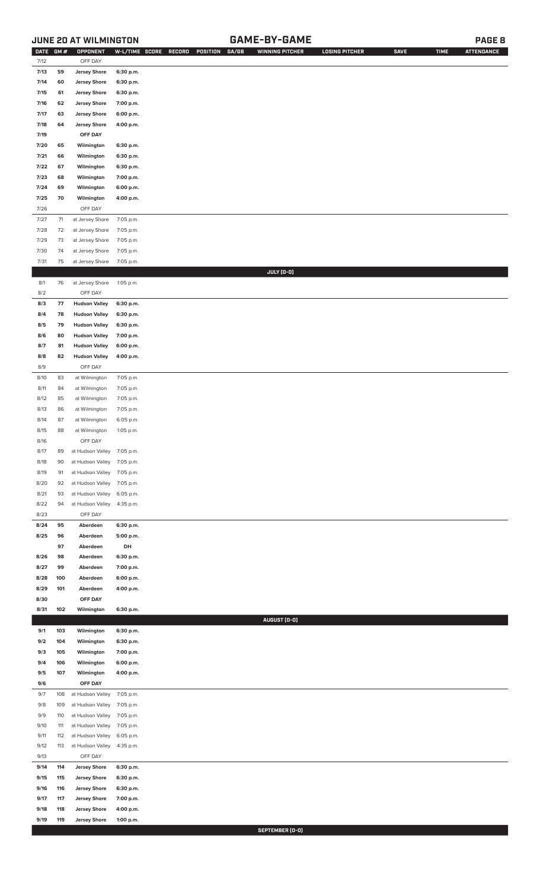## JUNE 20 AT WILMINGTON — GAME-BY-GAME

| DATE | GM # | OPPONENT | W-L/TIME | SCORE | RECORD | POSITION | GA/GB | WINNING PITCHER | LOSING PITCHER | SAVE | TIME | ATTENDANCE |
|---|---|---|---|---|---|---|---|---|---|---|---|---|
| 7/12 | | OFF DAY | | | | | | | | | | |
| 7/13 | 59 | Jersey Shore | 6:30 p.m. | | | | | | | | | |
| 7/14 | 60 | Jersey Shore | 6:30 p.m. | | | | | | | | | |
| 7/15 | 61 | Jersey Shore | 6:30 p.m. | | | | | | | | | |
| 7/16 | 62 | Jersey Shore | 7:00 p.m. | | | | | | | | | |
| 7/17 | 63 | Jersey Shore | 6:00 p.m. | | | | | | | | | |
| 7/18 | 64 | Jersey Shore | 4:00 p.m. | | | | | | | | | |
| 7/19 | | OFF DAY | | | | | | | | | | |
| 7/20 | 65 | Wilmington | 6:30 p.m. | | | | | | | | | |
| 7/21 | 66 | Wilmington | 6:30 p.m. | | | | | | | | | |
| 7/22 | 67 | Wilmington | 6:30 p.m. | | | | | | | | | |
| 7/23 | 68 | Wilmington | 7:00 p.m. | | | | | | | | | |
| 7/24 | 69 | Wilmington | 6:00 p.m. | | | | | | | | | |
| 7/25 | 70 | Wilmington | 4:00 p.m. | | | | | | | | | |
| 7/26 | | OFF DAY | | | | | | | | | | |
| 7/27 | 71 | at Jersey Shore | 7:05 p.m. | | | | | | | | | |
| 7/28 | 72 | at Jersey Shore | 7:05 p.m. | | | | | | | | | |
| 7/29 | 73 | at Jersey Shore | 7:05 p.m. | | | | | | | | | |
| 7/30 | 74 | at Jersey Shore | 7:05 p.m. | | | | | | | | | |
| 7/31 | 75 | at Jersey Shore | 7:05 p.m. | | | | | | | | | |
| | | | | | | | | **JULY (0-0)** | | | | |
| 8/1 | 76 | at Jersey Shore | 1:05 p.m. | | | | | | | | | |
| 8/2 | | OFF DAY | | | | | | | | | | |
| 8/3 | 77 | Hudson Valley | 6:30 p.m. | | | | | | | | | |
| 8/4 | 78 | Hudson Valley | 6:30 p.m. | | | | | | | | | |
| 8/5 | 79 | Hudson Valley | 6:30 p.m. | | | | | | | | | |
| 8/6 | 80 | Hudson Valley | 7:00 p.m. | | | | | | | | | |
| 8/7 | 81 | Hudson Valley | 6:00 p.m. | | | | | | | | | |
| 8/8 | 82 | Hudson Valley | 4:00 p.m. | | | | | | | | | |
| 8/9 | | OFF DAY | | | | | | | | | | |
| 8/10 | 83 | at Wilmington | 7:05 p.m. | | | | | | | | | |
| 8/11 | 84 | at Wilmington | 7:05 p.m. | | | | | | | | | |
| 8/12 | 85 | at Wilmington | 7:05 p.m. | | | | | | | | | |
| 8/13 | 86 | at Wilmington | 7:05 p.m. | | | | | | | | | |
| 8/14 | 87 | at Wilmington | 6:05 p.m. | | | | | | | | | |
| 8/15 | 88 | at Wilmington | 1:05 p.m. | | | | | | | | | |
| 8/16 | | OFF DAY | | | | | | | | | | |
| 8/17 | 89 | at Hudson Valley | 7:05 p.m. | | | | | | | | | |
| 8/18 | 90 | at Hudson Valley | 7:05 p.m. | | | | | | | | | |
| 8/19 | 91 | at Hudson Valley | 7:05 p.m. | | | | | | | | | |
| 8/20 | 92 | at Hudson Valley | 7:05 p.m. | | | | | | | | | |
| 8/21 | 93 | at Hudson Valley | 6:05 p.m. | | | | | | | | | |
| 8/22 | 94 | at Hudson Valley | 4:35 p.m. | | | | | | | | | |
| 8/23 | | OFF DAY | | | | | | | | | | |
| 8/24 | 95 | Aberdeen | 6:30 p.m. | | | | | | | | | |
| 8/25 | 96 | Aberdeen | 5:00 p.m. | | | | | | | | | |
| | 97 | Aberdeen | DH | | | | | | | | | |
| 8/26 | 98 | Aberdeen | 6:30 p.m. | | | | | | | | | |
| 8/27 | 99 | Aberdeen | 7:00 p.m. | | | | | | | | | |
| 8/28 | 100 | Aberdeen | 6:00 p.m. | | | | | | | | | |
| 8/29 | 101 | Aberdeen | 4:00 p.m. | | | | | | | | | |
| 8/30 | | OFF DAY | | | | | | | | | | |
| 8/31 | 102 | Wilmington | 6:30 p.m. | | | | | | | | | |
| | | | | | | | | **AUGUST (0-0)** | | | | |
| 9/1 | 103 | Wilmington | 6:30 p.m. | | | | | | | | | |
| 9/2 | 104 | Wilmington | 6:30 p.m. | | | | | | | | | |
| 9/3 | 105 | Wilmington | 7:00 p.m. | | | | | | | | | |
| 9/4 | 106 | Wilmington | 6:00 p.m. | | | | | | | | | |
| 9/5 | 107 | Wilmington | 4:00 p.m. | | | | | | | | | |
| 9/6 | | OFF DAY | | | | | | | | | | |
| 9/7 | 108 | at Hudson Valley | 7:05 p.m. | | | | | | | | | |
| 9/8 | 109 | at Hudson Valley | 7:05 p.m. | | | | | | | | | |
| 9/9 | 110 | at Hudson Valley | 7:05 p.m. | | | | | | | | | |
| 9/10 | 111 | at Hudson Valley | 7:05 p.m. | | | | | | | | | |
| 9/11 | 112 | at Hudson Valley | 6:05 p.m. | | | | | | | | | |
| 9/12 | 113 | at Hudson Valley | 4:35 p.m. | | | | | | | | | |
| 9/13 | | OFF DAY | | | | | | | | | | |
| 9/14 | 114 | Jersey Shore | 6:30 p.m. | | | | | | | | | |
| 9/15 | 115 | Jersey Shore | 6:30 p.m. | | | | | | | | | |
| 9/16 | 116 | Jersey Shore | 6:30 p.m. | | | | | | | | | |
| 9/17 | 117 | Jersey Shore | 7:00 p.m. | | | | | | | | | |
| 9/18 | 118 | Jersey Shore | 4:00 p.m. | | | | | | | | | |
| 9/19 | 119 | Jersey Shore | 1:00 p.m. | | | | | | | | | |
| | | | | | | | | **SEPTEMBER (0-0)** | | | | |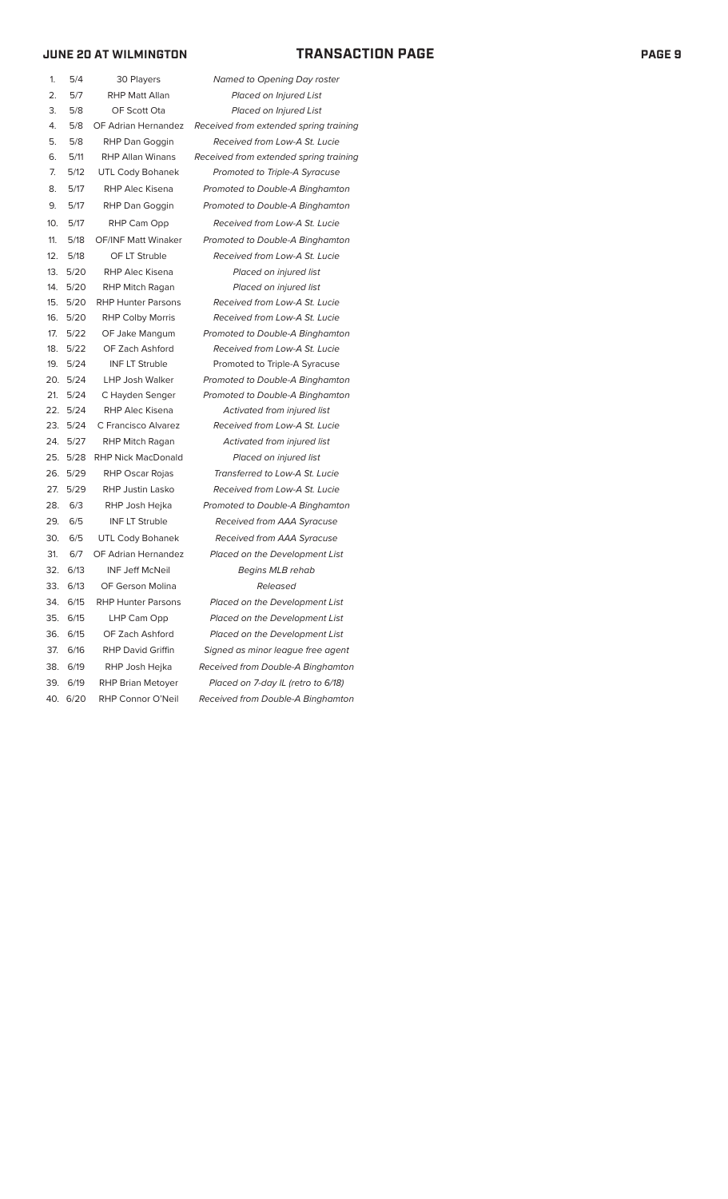# TRANSACTION PAGE

| | | | |
|---|---|---|---|
| 1. | 5/4 | 30 Players | *Named to Opening Day roster* |
| 2. | 5/7 | RHP Matt Allan | *Placed on Injured List* |
| 3. | 5/8 | OF Scott Ota | *Placed on Injured List* |
| 4. | 5/8 | OF Adrian Hernandez | *Received from extended spring training* |
| 5. | 5/8 | RHP Dan Goggin | *Received from Low-A St. Lucie* |
| 6. | 5/11 | RHP Allan Winans | *Received from extended spring training* |
| 7. | 5/12 | UTL Cody Bohanek | *Promoted to Triple-A Syracuse* |
| 8. | 5/17 | RHP Alec Kisena | *Promoted to Double-A Binghamton* |
| 9. | 5/17 | RHP Dan Goggin | *Promoted to Double-A Binghamton* |
| 10. | 5/17 | RHP Cam Opp | *Received from Low-A St. Lucie* |
| 11. | 5/18 | OF/INF Matt Winaker | *Promoted to Double-A Binghamton* |
| 12. | 5/18 | OF LT Struble | *Received from Low-A St. Lucie* |
| 13. | 5/20 | RHP Alec Kisena | *Placed on injured list* |
| 14. | 5/20 | RHP Mitch Ragan | *Placed on injured list* |
| 15. | 5/20 | RHP Hunter Parsons | *Received from Low-A St. Lucie* |
| 16. | 5/20 | RHP Colby Morris | *Received from Low-A St. Lucie* |
| 17. | 5/22 | OF Jake Mangum | *Promoted to Double-A Binghamton* |
| 18. | 5/22 | OF Zach Ashford | *Received from Low-A St. Lucie* |
| 19. | 5/24 | INF LT Struble | Promoted to Triple-A Syracuse |
| 20. | 5/24 | LHP Josh Walker | *Promoted to Double-A Binghamton* |
| 21. | 5/24 | C Hayden Senger | *Promoted to Double-A Binghamton* |
| 22. | 5/24 | RHP Alec Kisena | *Activated from injured list* |
| 23. | 5/24 | C Francisco Alvarez | *Received from Low-A St. Lucie* |
| 24. | 5/27 | RHP Mitch Ragan | *Activated from injured list* |
| 25. | 5/28 | RHP Nick MacDonald | *Placed on injured list* |
| 26. | 5/29 | RHP Oscar Rojas | *Transferred to Low-A St. Lucie* |
| 27. | 5/29 | RHP Justin Lasko | *Received from Low-A St. Lucie* |
| 28. | 6/3 | RHP Josh Hejka | *Promoted to Double-A Binghamton* |
| 29. | 6/5 | INF LT Struble | *Received from AAA Syracuse* |
| 30. | 6/5 | UTL Cody Bohanek | *Received from AAA Syracuse* |
| 31. | 6/7 | OF Adrian Hernandez | *Placed on the Development List* |
| 32. | 6/13 | INF Jeff McNeil | *Begins MLB rehab* |
| 33. | 6/13 | OF Gerson Molina | *Released* |
| 34. | 6/15 | RHP Hunter Parsons | *Placed on the Development List* |
| 35. | 6/15 | LHP Cam Opp | *Placed on the Development List* |
| 36. | 6/15 | OF Zach Ashford | *Placed on the Development List* |
| 37. | 6/16 | RHP David Griffin | *Signed as minor league free agent* |
| 38. | 6/19 | RHP Josh Hejka | *Received from Double-A Binghamton* |
| 39. | 6/19 | RHP Brian Metoyer | *Placed on 7-day IL (retro to 6/18)* |
| 40. | 6/20 | RHP Connor O'Neil | *Received from Double-A Binghamton* |